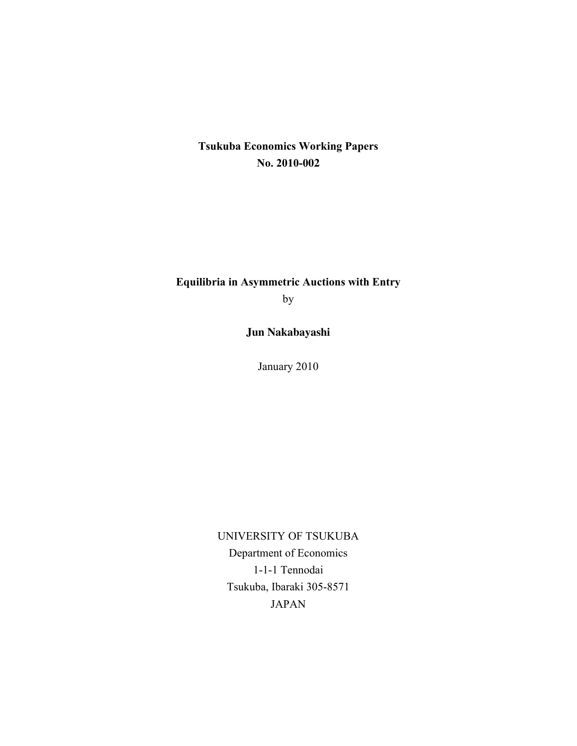**Tsukuba Economics Working Papers**
**No. 2010-002**

**Equilibria in Asymmetric Auctions with Entry**

by

**Jun Nakabayashi**

January 2010

UNIVERSITY OF TSUKUBA
Department of Economics
1-1-1 Tennodai
Tsukuba, Ibaraki 305-8571
JAPAN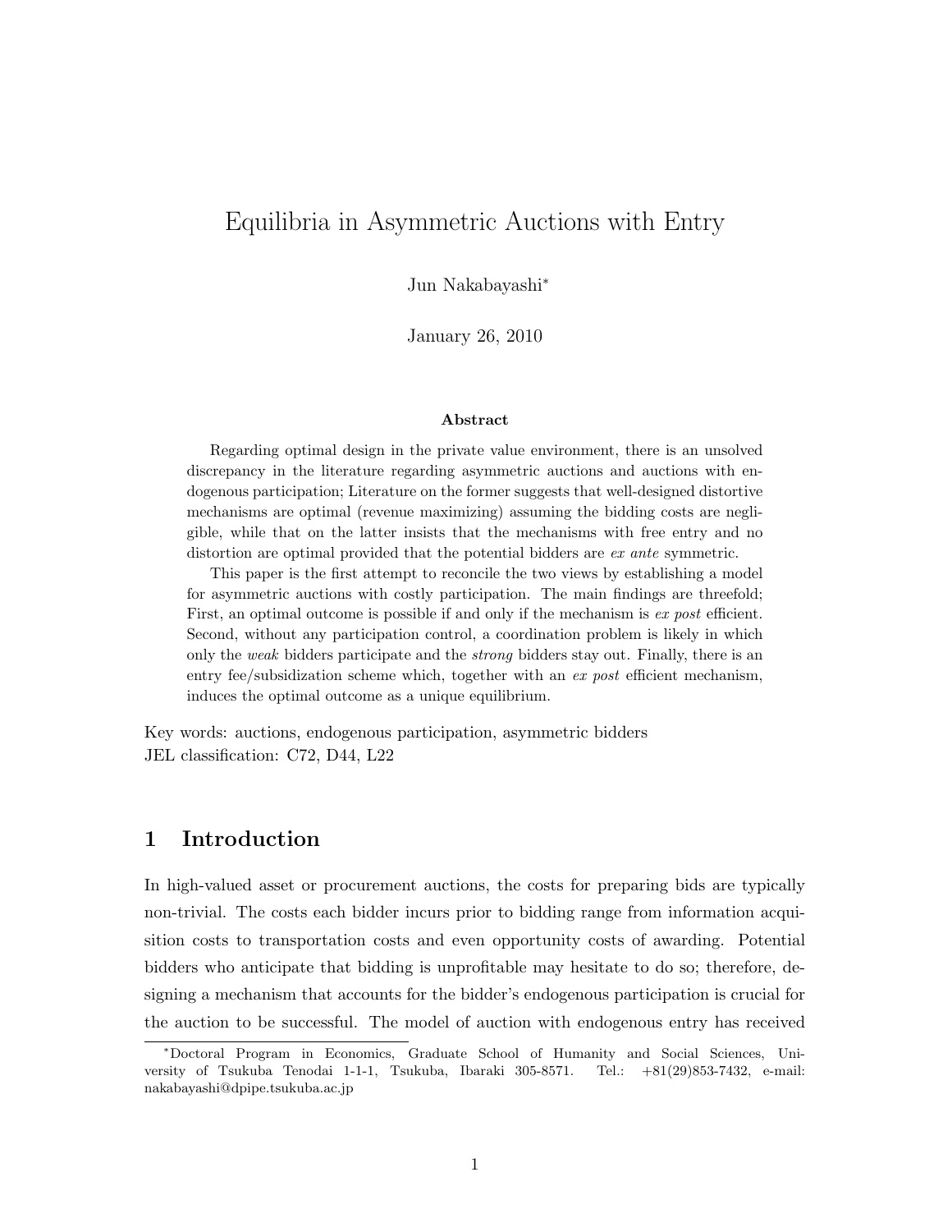# Equilibria in Asymmetric Auctions with Entry

Jun Nakabayashi[*]

January 26, 2010

**Abstract**

Regarding optimal design in the private value environment, there is an unsolved discrepancy in the literature regarding asymmetric auctions and auctions with endogenous participation; Literature on the former suggests that well-designed distortive mechanisms are optimal (revenue maximizing) assuming the bidding costs are negligible, while that on the latter insists that the mechanisms with free entry and no distortion are optimal provided that the potential bidders are *ex ante* symmetric.

This paper is the first attempt to reconcile the two views by establishing a model for asymmetric auctions with costly participation. The main findings are threefold; First, an optimal outcome is possible if and only if the mechanism is *ex post* efficient. Second, without any participation control, a coordination problem is likely in which only the *weak* bidders participate and the *strong* bidders stay out. Finally, there is an entry fee/subsidization scheme which, together with an *ex post* efficient mechanism, induces the optimal outcome as a unique equilibrium.

Key words: auctions, endogenous participation, asymmetric bidders
JEL classification: C72, D44, L22

## 1 Introduction

In high-valued asset or procurement auctions, the costs for preparing bids are typically non-trivial. The costs each bidder incurs prior to bidding range from information acquisition costs to transportation costs and even opportunity costs of awarding. Potential bidders who anticipate that bidding is unprofitable may hesitate to do so; therefore, designing a mechanism that accounts for the bidder's endogenous participation is crucial for the auction to be successful. The model of auction with endogenous entry has received

[*]Doctoral Program in Economics, Graduate School of Humanity and Social Sciences, University of Tsukuba Tenodai 1-1-1, Tsukuba, Ibaraki 305-8571. Tel.: +81(29)853-7432, e-mail: nakabayashi@dpipe.tsukuba.ac.jp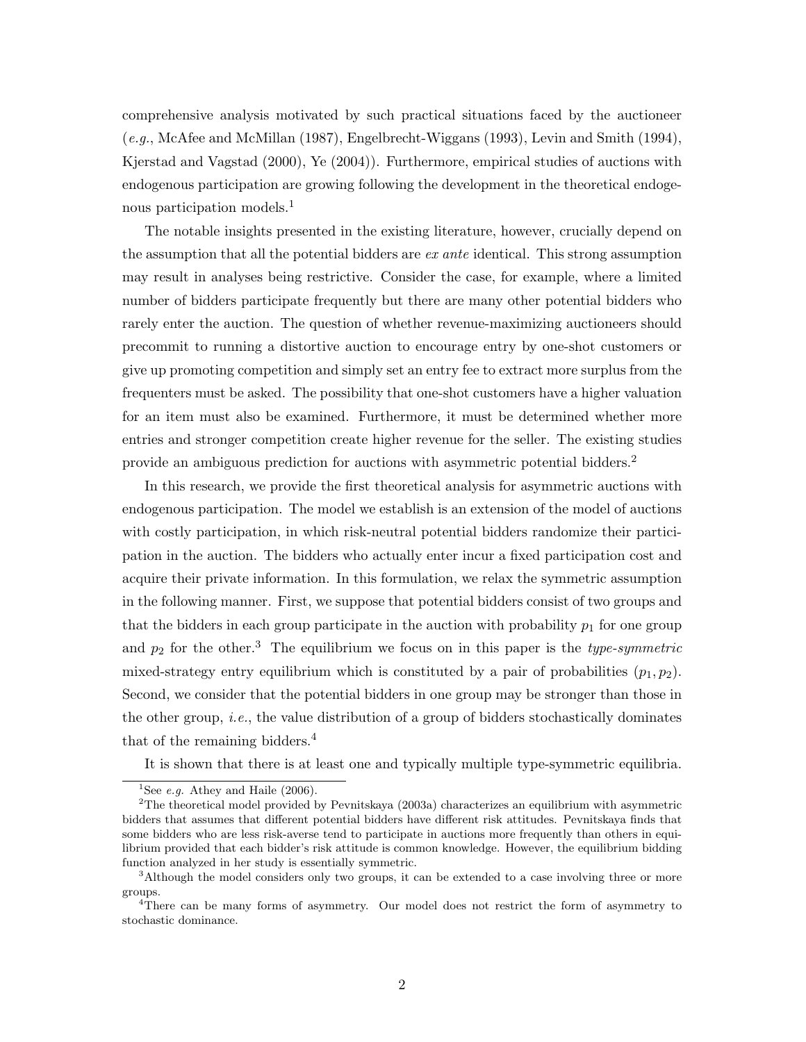comprehensive analysis motivated by such practical situations faced by the auctioneer (*e.g.*, McAfee and McMillan (1987), Engelbrecht-Wiggans (1993), Levin and Smith (1994), Kjerstad and Vagstad (2000), Ye (2004)). Furthermore, empirical studies of auctions with endogenous participation are growing following the development in the theoretical endogenous participation models.[1]

The notable insights presented in the existing literature, however, crucially depend on the assumption that all the potential bidders are *ex ante* identical. This strong assumption may result in analyses being restrictive. Consider the case, for example, where a limited number of bidders participate frequently but there are many other potential bidders who rarely enter the auction. The question of whether revenue-maximizing auctioneers should precommit to running a distortive auction to encourage entry by one-shot customers or give up promoting competition and simply set an entry fee to extract more surplus from the frequenters must be asked. The possibility that one-shot customers have a higher valuation for an item must also be examined. Furthermore, it must be determined whether more entries and stronger competition create higher revenue for the seller. The existing studies provide an ambiguous prediction for auctions with asymmetric potential bidders.[2]

In this research, we provide the first theoretical analysis for asymmetric auctions with endogenous participation. The model we establish is an extension of the model of auctions with costly participation, in which risk-neutral potential bidders randomize their participation in the auction. The bidders who actually enter incur a fixed participation cost and acquire their private information. In this formulation, we relax the symmetric assumption in the following manner. First, we suppose that potential bidders consist of two groups and that the bidders in each group participate in the auction with probability $p_1$ for one group and $p_2$ for the other.[3] The equilibrium we focus on in this paper is the *type-symmetric* mixed-strategy entry equilibrium which is constituted by a pair of probabilities $(p_1, p_2)$. Second, we consider that the potential bidders in one group may be stronger than those in the other group, *i.e.*, the value distribution of a group of bidders stochastically dominates that of the remaining bidders.[4]

It is shown that there is at least one and typically multiple type-symmetric equilibria.

---

[1] See *e.g.* Athey and Haile (2006).

[2] The theoretical model provided by Pevnitskaya (2003a) characterizes an equilibrium with asymmetric bidders that assumes that different potential bidders have different risk attitudes. Pevnitskaya finds that some bidders who are less risk-averse tend to participate in auctions more frequently than others in equilibrium provided that each bidder's risk attitude is common knowledge. However, the equilibrium bidding function analyzed in her study is essentially symmetric.

[3] Although the model considers only two groups, it can be extended to a case involving three or more groups.

[4] There can be many forms of asymmetry. Our model does not restrict the form of asymmetry to stochastic dominance.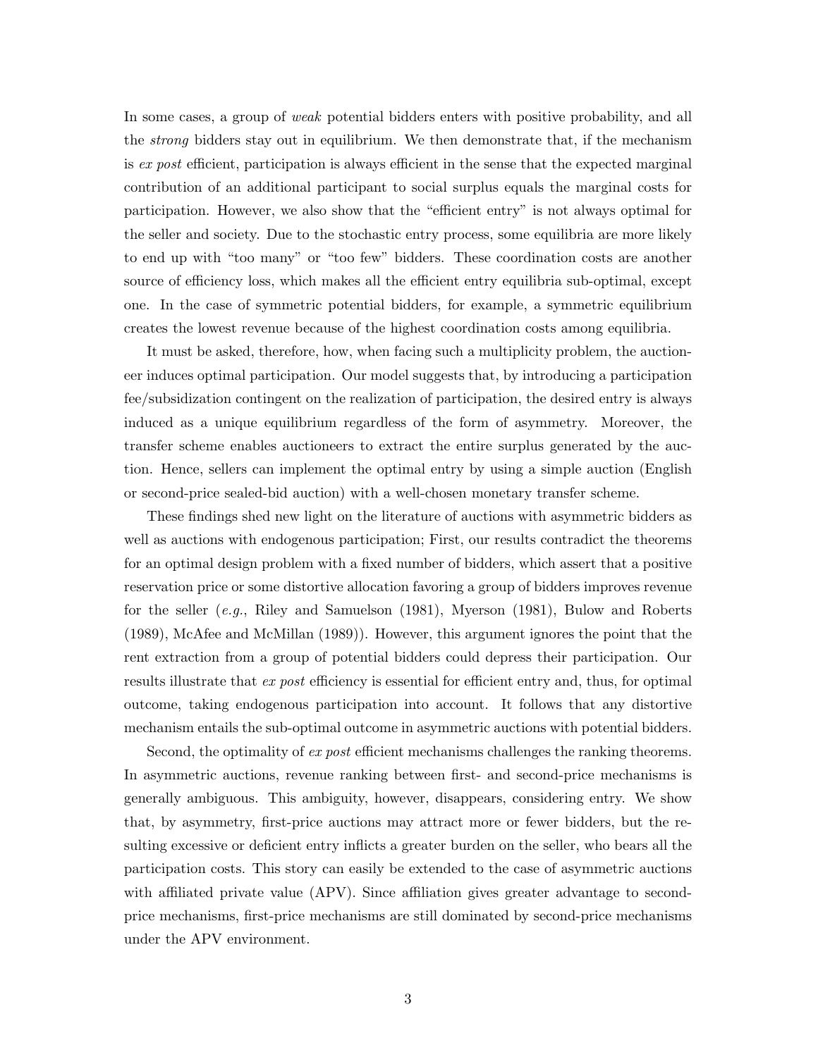In some cases, a group of *weak* potential bidders enters with positive probability, and all the *strong* bidders stay out in equilibrium. We then demonstrate that, if the mechanism is *ex post* efficient, participation is always efficient in the sense that the expected marginal contribution of an additional participant to social surplus equals the marginal costs for participation. However, we also show that the "efficient entry" is not always optimal for the seller and society. Due to the stochastic entry process, some equilibria are more likely to end up with "too many" or "too few" bidders. These coordination costs are another source of efficiency loss, which makes all the efficient entry equilibria sub-optimal, except one. In the case of symmetric potential bidders, for example, a symmetric equilibrium creates the lowest revenue because of the highest coordination costs among equilibria.

It must be asked, therefore, how, when facing such a multiplicity problem, the auctioneer induces optimal participation. Our model suggests that, by introducing a participation fee/subsidization contingent on the realization of participation, the desired entry is always induced as a unique equilibrium regardless of the form of asymmetry. Moreover, the transfer scheme enables auctioneers to extract the entire surplus generated by the auction. Hence, sellers can implement the optimal entry by using a simple auction (English or second-price sealed-bid auction) with a well-chosen monetary transfer scheme.

These findings shed new light on the literature of auctions with asymmetric bidders as well as auctions with endogenous participation; First, our results contradict the theorems for an optimal design problem with a fixed number of bidders, which assert that a positive reservation price or some distortive allocation favoring a group of bidders improves revenue for the seller (*e.g.*, Riley and Samuelson (1981), Myerson (1981), Bulow and Roberts (1989), McAfee and McMillan (1989)). However, this argument ignores the point that the rent extraction from a group of potential bidders could depress their participation. Our results illustrate that *ex post* efficiency is essential for efficient entry and, thus, for optimal outcome, taking endogenous participation into account. It follows that any distortive mechanism entails the sub-optimal outcome in asymmetric auctions with potential bidders.

Second, the optimality of *ex post* efficient mechanisms challenges the ranking theorems. In asymmetric auctions, revenue ranking between first- and second-price mechanisms is generally ambiguous. This ambiguity, however, disappears, considering entry. We show that, by asymmetry, first-price auctions may attract more or fewer bidders, but the resulting excessive or deficient entry inflicts a greater burden on the seller, who bears all the participation costs. This story can easily be extended to the case of asymmetric auctions with affiliated private value (APV). Since affiliation gives greater advantage to second-price mechanisms, first-price mechanisms are still dominated by second-price mechanisms under the APV environment.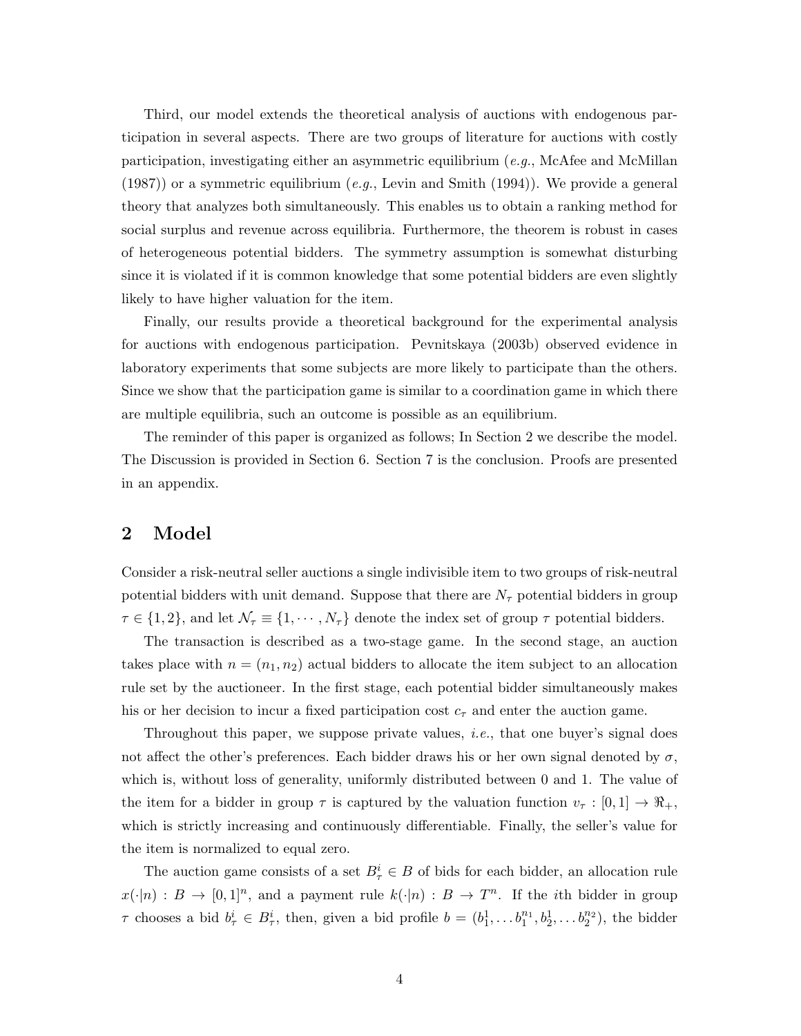Third, our model extends the theoretical analysis of auctions with endogenous participation in several aspects. There are two groups of literature for auctions with costly participation, investigating either an asymmetric equilibrium (*e.g.*, McAfee and McMillan (1987)) or a symmetric equilibrium (*e.g.*, Levin and Smith (1994)). We provide a general theory that analyzes both simultaneously. This enables us to obtain a ranking method for social surplus and revenue across equilibria. Furthermore, the theorem is robust in cases of heterogeneous potential bidders. The symmetry assumption is somewhat disturbing since it is violated if it is common knowledge that some potential bidders are even slightly likely to have higher valuation for the item.

Finally, our results provide a theoretical background for the experimental analysis for auctions with endogenous participation. Pevnitskaya (2003b) observed evidence in laboratory experiments that some subjects are more likely to participate than the others. Since we show that the participation game is similar to a coordination game in which there are multiple equilibria, such an outcome is possible as an equilibrium.

The reminder of this paper is organized as follows; In Section 2 we describe the model. The Discussion is provided in Section 6. Section 7 is the conclusion. Proofs are presented in an appendix.

## 2 Model

Consider a risk-neutral seller auctions a single indivisible item to two groups of risk-neutral potential bidders with unit demand. Suppose that there are $N_\tau$ potential bidders in group $\tau \in \{1, 2\}$, and let $\mathcal{N}_\tau \equiv \{1, \cdots, N_\tau\}$ denote the index set of group $\tau$ potential bidders.

The transaction is described as a two-stage game. In the second stage, an auction takes place with $n = (n_1, n_2)$ actual bidders to allocate the item subject to an allocation rule set by the auctioneer. In the first stage, each potential bidder simultaneously makes his or her decision to incur a fixed participation cost $c_\tau$ and enter the auction game.

Throughout this paper, we suppose private values, *i.e.*, that one buyer's signal does not affect the other's preferences. Each bidder draws his or her own signal denoted by $\sigma$, which is, without loss of generality, uniformly distributed between 0 and 1. The value of the item for a bidder in group $\tau$ is captured by the valuation function $v_\tau : [0, 1] \to \Re_+$, which is strictly increasing and continuously differentiable. Finally, the seller's value for the item is normalized to equal zero.

The auction game consists of a set $B^i_\tau \in B$ of bids for each bidder, an allocation rule $x(\cdot|n) : B \to [0, 1]^n$, and a payment rule $k(\cdot|n) : B \to T^n$. If the $i$th bidder in group $\tau$ chooses a bid $b^i_\tau \in B^i_\tau$, then, given a bid profile $b = (b^1_1, \ldots b^{n_1}_1, b^1_2, \ldots b^{n_2}_2)$, the bidder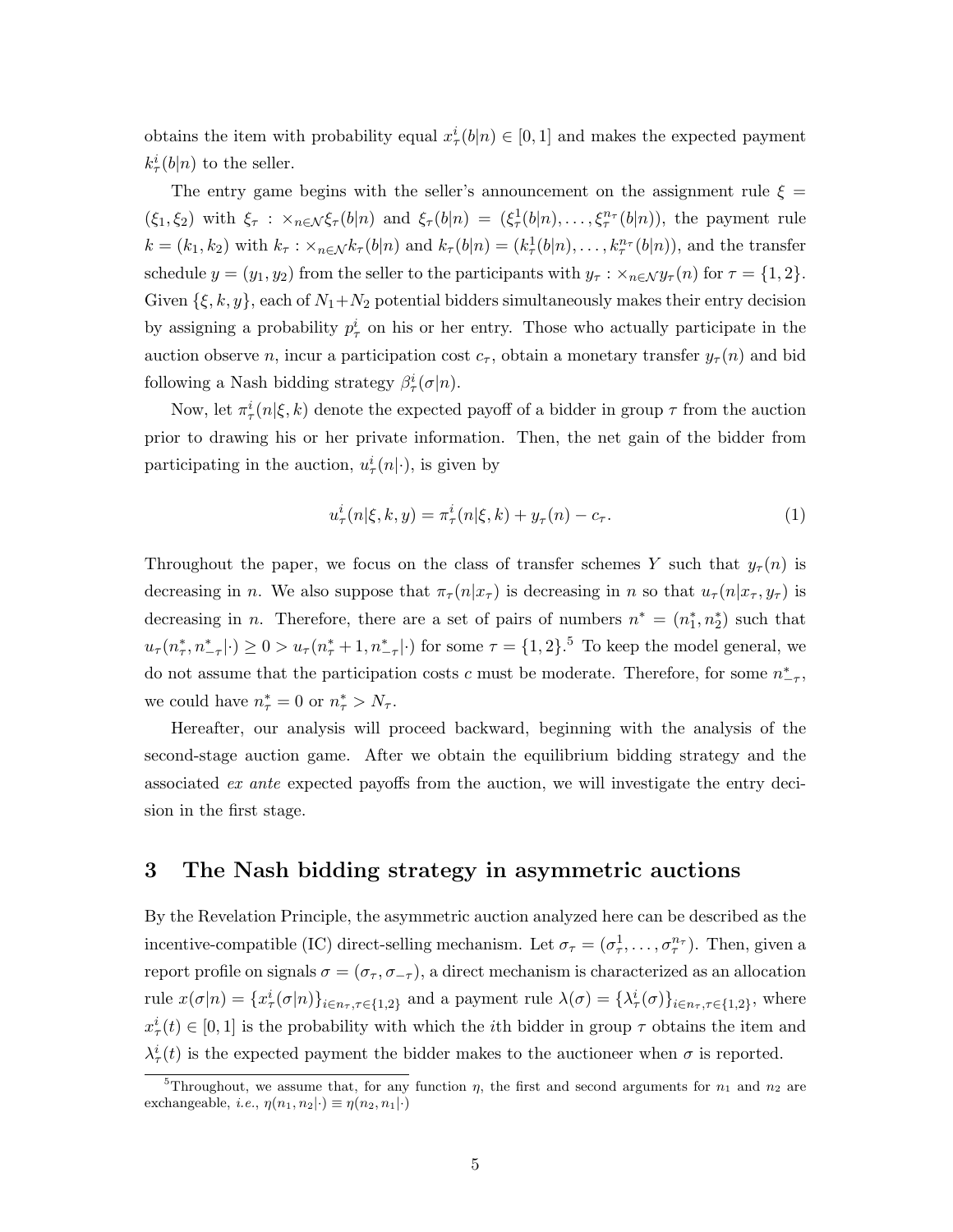obtains the item with probability equal $x_\tau^i(b|n) \in [0,1]$ and makes the expected payment $k_\tau^i(b|n)$ to the seller.

The entry game begins with the seller's announcement on the assignment rule $\xi = (\xi_1, \xi_2)$ with $\xi_\tau : \times_{n\in\mathcal{N}} \xi_\tau(b|n)$ and $\xi_\tau(b|n) = (\xi_\tau^1(b|n), \ldots, \xi_\tau^{n_\tau}(b|n))$, the payment rule $k = (k_1, k_2)$ with $k_\tau : \times_{n\in\mathcal{N}} k_\tau(b|n)$ and $k_\tau(b|n) = (k_\tau^1(b|n), \ldots, k_\tau^{n_\tau}(b|n))$, and the transfer schedule $y = (y_1, y_2)$ from the seller to the participants with $y_\tau : \times_{n\in\mathcal{N}} y_\tau(n)$ for $\tau = \{1, 2\}$. Given $\{\xi, k, y\}$, each of $N_1+N_2$ potential bidders simultaneously makes their entry decision by assigning a probability $p_\tau^i$ on his or her entry. Those who actually participate in the auction observe $n$, incur a participation cost $c_\tau$, obtain a monetary transfer $y_\tau(n)$ and bid following a Nash bidding strategy $\beta_\tau^i(\sigma|n)$.

Now, let $\pi_\tau^i(n|\xi, k)$ denote the expected payoff of a bidder in group $\tau$ from the auction prior to drawing his or her private information. Then, the net gain of the bidder from participating in the auction, $u_\tau^i(n|\cdot)$, is given by

$$u_\tau^i(n|\xi, k, y) = \pi_\tau^i(n|\xi, k) + y_\tau(n) - c_\tau. \tag{1}$$

Throughout the paper, we focus on the class of transfer schemes $Y$ such that $y_\tau(n)$ is decreasing in $n$. We also suppose that $\pi_\tau(n|x_\tau)$ is decreasing in $n$ so that $u_\tau(n|x_\tau, y_\tau)$ is decreasing in $n$. Therefore, there are a set of pairs of numbers $n^* = (n_1^*, n_2^*)$ such that $u_\tau(n_\tau^*, n_{-\tau}^*|\cdot) \geq 0 > u_\tau(n_\tau^* + 1, n_{-\tau}^*|\cdot)$ for some $\tau = \{1, 2\}$.[5] To keep the model general, we do not assume that the participation costs $c$ must be moderate. Therefore, for some $n_{-\tau}^*$, we could have $n_\tau^* = 0$ or $n_\tau^* > N_\tau$.

Hereafter, our analysis will proceed backward, beginning with the analysis of the second-stage auction game. After we obtain the equilibrium bidding strategy and the associated *ex ante* expected payoffs from the auction, we will investigate the entry decision in the first stage.

## 3 The Nash bidding strategy in asymmetric auctions

By the Revelation Principle, the asymmetric auction analyzed here can be described as the incentive-compatible (IC) direct-selling mechanism. Let $\sigma_\tau = (\sigma_\tau^1, \ldots, \sigma_\tau^{n_\tau})$. Then, given a report profile on signals $\sigma = (\sigma_\tau, \sigma_{-\tau})$, a direct mechanism is characterized as an allocation rule $x(\sigma|n) = \{x_\tau^i(\sigma|n)\}_{i\in n_\tau, \tau\in\{1,2\}}$ and a payment rule $\lambda(\sigma) = \{\lambda_\tau^i(\sigma)\}_{i\in n_\tau, \tau\in\{1,2\}}$, where $x_\tau^i(t) \in [0,1]$ is the probability with which the $i$th bidder in group $\tau$ obtains the item and $\lambda_\tau^i(t)$ is the expected payment the bidder makes to the auctioneer when $\sigma$ is reported.

[5] Throughout, we assume that, for any function $\eta$, the first and second arguments for $n_1$ and $n_2$ are exchangeable, *i.e.*, $\eta(n_1, n_2|\cdot) \equiv \eta(n_2, n_1|\cdot)$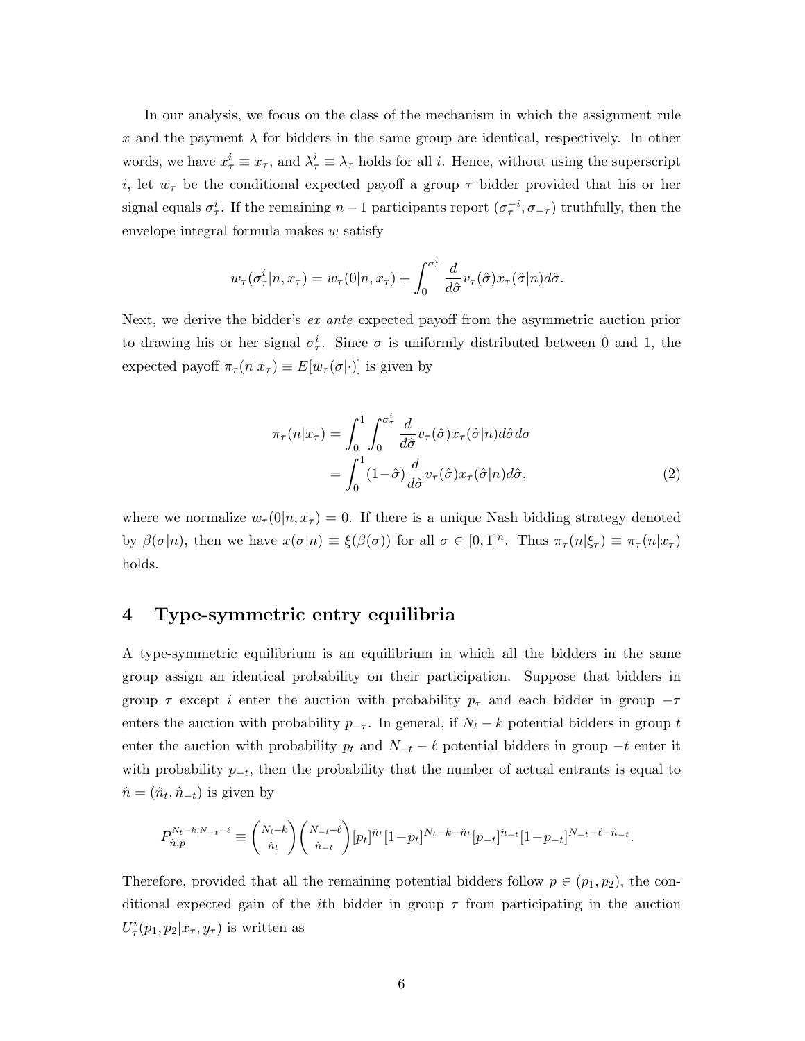In our analysis, we focus on the class of the mechanism in which the assignment rule $x$ and the payment $\lambda$ for bidders in the same group are identical, respectively. In other words, we have $x^i_\tau \equiv x_\tau$, and $\lambda^i_\tau \equiv \lambda_\tau$ holds for all $i$. Hence, without using the superscript $i$, let $w_\tau$ be the conditional expected payoff a group $\tau$ bidder provided that his or her signal equals $\sigma^i_\tau$. If the remaining $n-1$ participants report $(\sigma^{-i}_\tau, \sigma_{-\tau})$ truthfully, then the envelope integral formula makes $w$ satisfy

$$w_\tau(\sigma^i_\tau | n, x_\tau) = w_\tau(0|n, x_\tau) + \int_0^{\sigma^i_\tau} \frac{d}{d\hat{\sigma}} v_\tau(\hat{\sigma}) x_\tau(\hat{\sigma}|n) d\hat{\sigma}.$$

Next, we derive the bidder's *ex ante* expected payoff from the asymmetric auction prior to drawing his or her signal $\sigma^i_\tau$. Since $\sigma$ is uniformly distributed between 0 and 1, the expected payoff $\pi_\tau(n|x_\tau) \equiv E[w_\tau(\sigma|\cdot)]$ is given by

$$\begin{aligned}
\pi_\tau(n|x_\tau) &= \int_0^1 \int_0^{\sigma^i_\tau} \frac{d}{d\hat{\sigma}} v_\tau(\hat{\sigma}) x_\tau(\hat{\sigma}|n) d\hat{\sigma} d\sigma \\
&= \int_0^1 (1-\hat{\sigma}) \frac{d}{d\hat{\sigma}} v_\tau(\hat{\sigma}) x_\tau(\hat{\sigma}|n) d\hat{\sigma}, \qquad (2)
\end{aligned}$$

where we normalize $w_\tau(0|n, x_\tau) = 0$. If there is a unique Nash bidding strategy denoted by $\beta(\sigma|n)$, then we have $x(\sigma|n) \equiv \xi(\beta(\sigma))$ for all $\sigma \in [0,1]^n$. Thus $\pi_\tau(n|\xi_\tau) \equiv \pi_\tau(n|x_\tau)$ holds.

## 4 Type-symmetric entry equilibria

A type-symmetric equilibrium is an equilibrium in which all the bidders in the same group assign an identical probability on their participation. Suppose that bidders in group $\tau$ except $i$ enter the auction with probability $p_\tau$ and each bidder in group $-\tau$ enters the auction with probability $p_{-\tau}$. In general, if $N_t - k$ potential bidders in group $t$ enter the auction with probability $p_t$ and $N_{-t} - \ell$ potential bidders in group $-t$ enter it with probability $p_{-t}$, then the probability that the number of actual entrants is equal to $\hat{n} = (\hat{n}_t, \hat{n}_{-t})$ is given by

$$P^{N_t-k, N_{-t}-\ell}_{\hat{n},p} \equiv \binom{N_t-k}{\hat{n}_t} \binom{N_{-t}-\ell}{\hat{n}_{-t}} [p_t]^{\hat{n}_t} [1-p_t]^{N_t-k-\hat{n}_t} [p_{-t}]^{\hat{n}_{-t}} [1-p_{-t}]^{N_{-t}-\ell-\hat{n}_{-t}}.$$

Therefore, provided that all the remaining potential bidders follow $p \in (p_1, p_2)$, the conditional expected gain of the $i$th bidder in group $\tau$ from participating in the auction $U^i_\tau(p_1, p_2 | x_\tau, y_\tau)$ is written as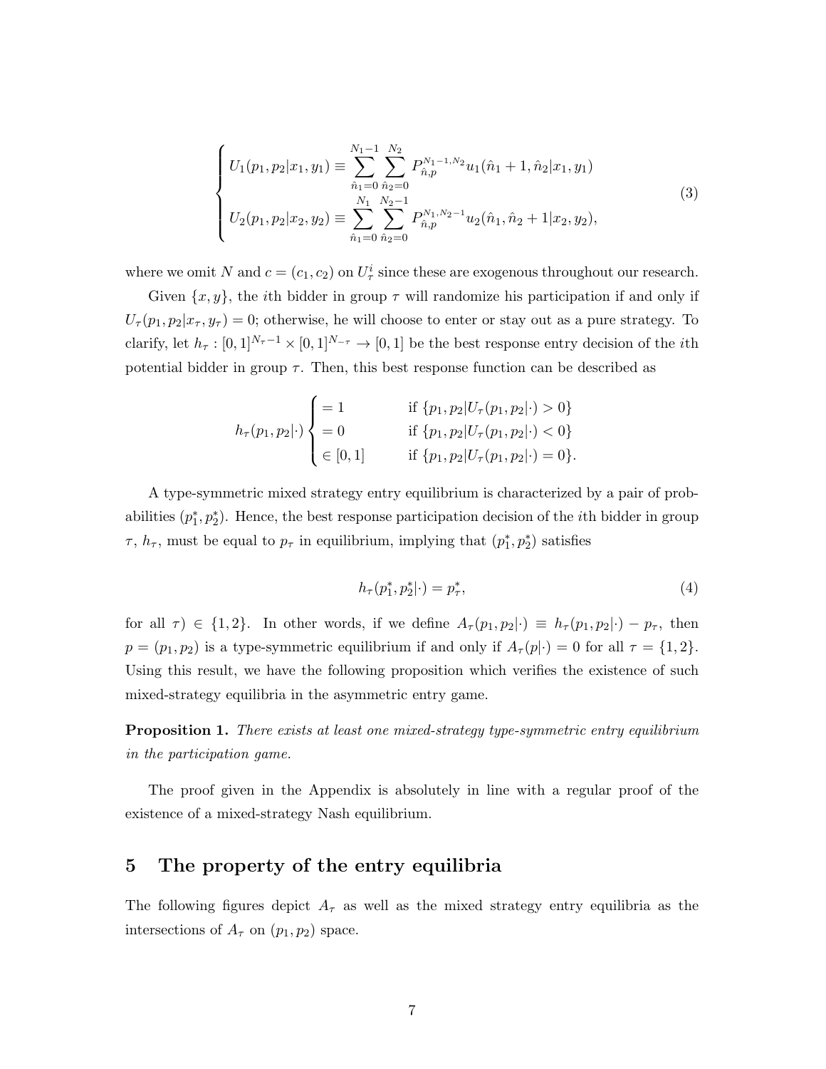$$
\begin{cases}
U_1(p_1, p_2|x_1, y_1) \equiv \displaystyle\sum_{\hat{n}_1=0}^{N_1-1} \sum_{\hat{n}_2=0}^{N_2} P_{\hat{n},p}^{N_1-1,N_2} u_1(\hat{n}_1+1, \hat{n}_2|x_1, y_1) \\
U_2(p_1, p_2|x_2, y_2) \equiv \displaystyle\sum_{\hat{n}_1=0}^{N_1} \sum_{\hat{n}_2=0}^{N_2-1} P_{\hat{n},p}^{N_1,N_2-1} u_2(\hat{n}_1, \hat{n}_2+1|x_2, y_2),
\end{cases} \tag{3}
$$

where we omit $N$ and $c = (c_1, c_2)$ on $U_\tau^i$ since these are exogenous throughout our research.

Given $\{x, y\}$, the $i$th bidder in group $\tau$ will randomize his participation if and only if $U_\tau(p_1, p_2|x_\tau, y_\tau) = 0$; otherwise, he will choose to enter or stay out as a pure strategy. To clarify, let $h_\tau : [0,1]^{N_\tau - 1} \times [0,1]^{N_{-\tau}} \to [0,1]$ be the best response entry decision of the $i$th potential bidder in group $\tau$. Then, this best response function can be described as

$$
h_\tau(p_1, p_2|\cdot)
\begin{cases}
= 1 & \text{if } \{p_1, p_2 | U_\tau(p_1, p_2|\cdot) > 0\} \\
= 0 & \text{if } \{p_1, p_2 | U_\tau(p_1, p_2|\cdot) < 0\} \\
\in [0,1] & \text{if } \{p_1, p_2 | U_\tau(p_1, p_2|\cdot) = 0\}.
\end{cases}
$$

A type-symmetric mixed strategy entry equilibrium is characterized by a pair of probabilities $(p_1^*, p_2^*)$. Hence, the best response participation decision of the $i$th bidder in group $\tau$, $h_\tau$, must be equal to $p_\tau$ in equilibrium, implying that $(p_1^*, p_2^*)$ satisfies

$$
h_\tau(p_1^*, p_2^*|\cdot) = p_\tau^*, \tag{4}
$$

for all $\tau) \in \{1, 2\}$. In other words, if we define $A_\tau(p_1, p_2|\cdot) \equiv h_\tau(p_1, p_2|\cdot) - p_\tau$, then $p = (p_1, p_2)$ is a type-symmetric equilibrium if and only if $A_\tau(p|\cdot) = 0$ for all $\tau = \{1, 2\}$. Using this result, we have the following proposition which verifies the existence of such mixed-strategy equilibria in the asymmetric entry game.

**Proposition 1.** *There exists at least one mixed-strategy type-symmetric entry equilibrium in the participation game.*

The proof given in the Appendix is absolutely in line with a regular proof of the existence of a mixed-strategy Nash equilibrium.

## 5 The property of the entry equilibria

The following figures depict $A_\tau$ as well as the mixed strategy entry equilibria as the intersections of $A_\tau$ on $(p_1, p_2)$ space.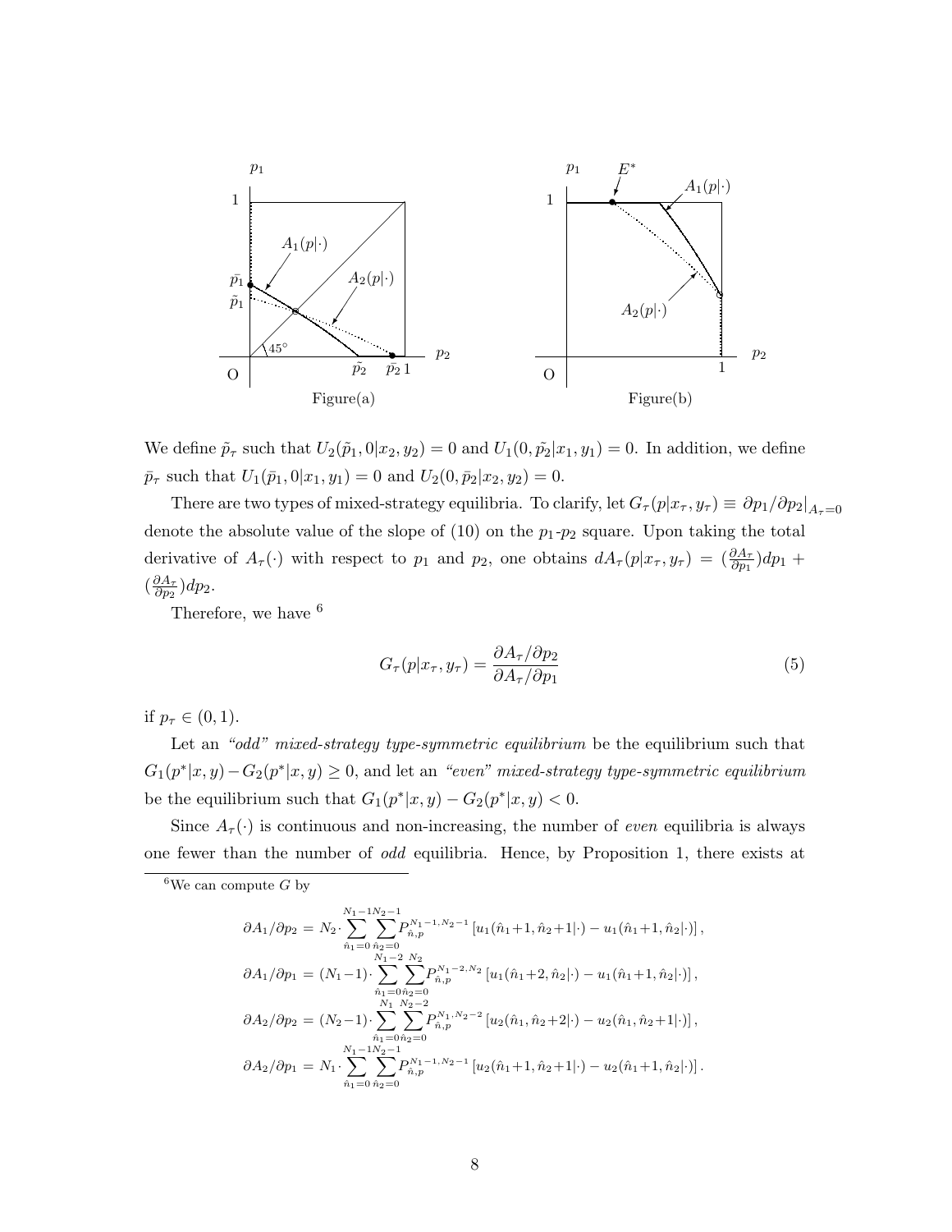Figure(a)

Figure(b)

We define $\tilde{p}_\tau$ such that $U_2(\tilde{p}_1, 0|x_2, y_2) = 0$ and $U_1(0, \tilde{p_2}|x_1, y_1) = 0$. In addition, we define $\bar{p}_\tau$ such that $U_1(\bar{p}_1, 0|x_1, y_1) = 0$ and $U_2(0, \bar{p}_2|x_2, y_2) = 0$.

There are two types of mixed-strategy equilibria. To clarify, let $G_\tau(p|x_\tau, y_\tau) \equiv \partial p_1/\partial p_2|_{A_\tau=0}$ denote the absolute value of the slope of (10) on the $p_1$-$p_2$ square. Upon taking the total derivative of $A_\tau(\cdot)$ with respect to $p_1$ and $p_2$, one obtains $dA_\tau(p|x_\tau, y_\tau) = (\frac{\partial A_\tau}{\partial p_1})dp_1 + (\frac{\partial A_\tau}{\partial p_2})dp_2$.

Therefore, we have [6]

$$G_\tau(p|x_\tau, y_\tau) = \frac{\partial A_\tau/\partial p_2}{\partial A_\tau/\partial p_1} \tag{5}$$

if $p_\tau \in (0, 1)$.

Let an *"odd" mixed-strategy type-symmetric equilibrium* be the equilibrium such that $G_1(p^*|x, y) - G_2(p^*|x, y) \geq 0$, and let an *"even" mixed-strategy type-symmetric equilibrium* be the equilibrium such that $G_1(p^*|x, y) - G_2(p^*|x, y) < 0$.

Since $A_\tau(\cdot)$ is continuous and non-increasing, the number of *even* equilibria is always one fewer than the number of *odd* equilibria. Hence, by Proposition 1, there exists at

---

[6] We can compute $G$ by

$$\partial A_1/\partial p_2 = N_2 \cdot \sum_{\hat{n}_1=0}^{N_1-1} \sum_{\hat{n}_2=0}^{N_2-1} P_{\hat{n},p}^{N_1-1,N_2-1} \left[u_1(\hat{n}_1+1, \hat{n}_2+1|\cdot) - u_1(\hat{n}_1+1, \hat{n}_2|\cdot)\right],$$

$$\partial A_1/\partial p_1 = (N_1-1) \cdot \sum_{\hat{n}_1=0}^{N_1-2} \sum_{\hat{n}_2=0}^{N_2} P_{\hat{n},p}^{N_1-2,N_2} \left[u_1(\hat{n}_1+2, \hat{n}_2|\cdot) - u_1(\hat{n}_1+1, \hat{n}_2|\cdot)\right],$$

$$\partial A_2/\partial p_2 = (N_2-1) \cdot \sum_{\hat{n}_1=0}^{N_1} \sum_{\hat{n}_2=0}^{N_2-2} P_{\hat{n},p}^{N_1,N_2-2} \left[u_2(\hat{n}_1, \hat{n}_2+2|\cdot) - u_2(\hat{n}_1, \hat{n}_2+1|\cdot)\right],$$

$$\partial A_2/\partial p_1 = N_1 \cdot \sum_{\hat{n}_1=0}^{N_1-1} \sum_{\hat{n}_2=0}^{N_2-1} P_{\hat{n},p}^{N_1-1,N_2-1} \left[u_2(\hat{n}_1+1, \hat{n}_2+1|\cdot) - u_2(\hat{n}_1+1, \hat{n}_2|\cdot)\right].$$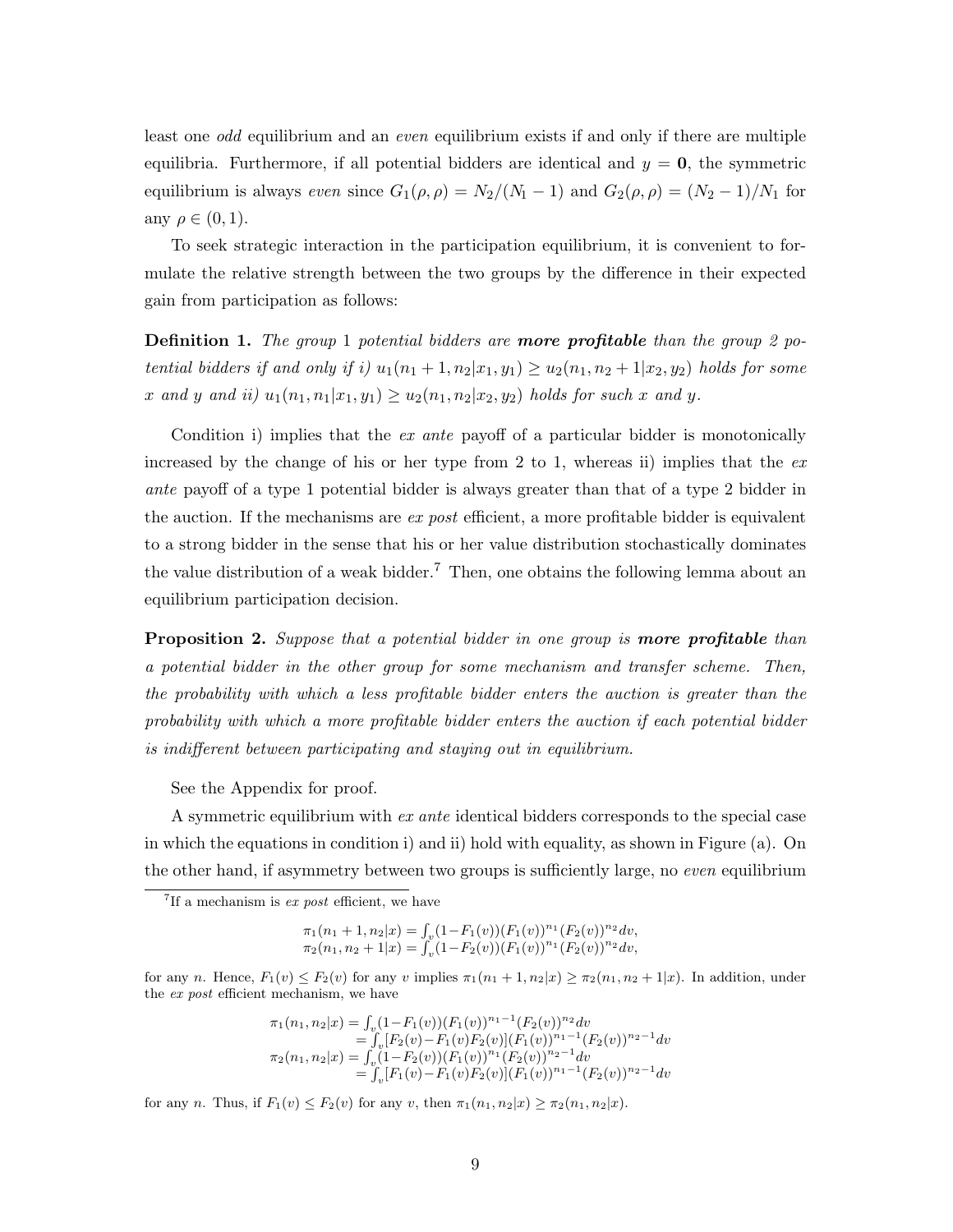least one *odd* equilibrium and an *even* equilibrium exists if and only if there are multiple equilibria. Furthermore, if all potential bidders are identical and $y = \mathbf{0}$, the symmetric equilibrium is always *even* since $G_1(\rho,\rho) = N_2/(N_1-1)$ and $G_2(\rho,\rho) = (N_2-1)/N_1$ for any $\rho \in (0,1)$.

To seek strategic interaction in the participation equilibrium, it is convenient to formulate the relative strength between the two groups by the difference in their expected gain from participation as follows:

**Definition 1.** *The group* 1 *potential bidders are* ***more profitable*** *than the group 2 potential bidders if and only if i)* $u_1(n_1+1, n_2|x_1, y_1) \geq u_2(n_1, n_2+1|x_2, y_2)$ *holds for some* $x$ *and* $y$ *and ii)* $u_1(n_1, n_1|x_1, y_1) \geq u_2(n_1, n_2|x_2, y_2)$ *holds for such* $x$ *and* $y$*.*

Condition i) implies that the *ex ante* payoff of a particular bidder is monotonically increased by the change of his or her type from 2 to 1, whereas ii) implies that the *ex ante* payoff of a type 1 potential bidder is always greater than that of a type 2 bidder in the auction. If the mechanisms are *ex post* efficient, a more profitable bidder is equivalent to a strong bidder in the sense that his or her value distribution stochastically dominates the value distribution of a weak bidder.[7] Then, one obtains the following lemma about an equilibrium participation decision.

**Proposition 2.** *Suppose that a potential bidder in one group is* ***more profitable*** *than a potential bidder in the other group for some mechanism and transfer scheme. Then, the probability with which a less profitable bidder enters the auction is greater than the probability with which a more profitable bidder enters the auction if each potential bidder is indifferent between participating and staying out in equilibrium.*

See the Appendix for proof.

A symmetric equilibrium with *ex ante* identical bidders corresponds to the special case in which the equations in condition i) and ii) hold with equality, as shown in Figure (a). On the other hand, if asymmetry between two groups is sufficiently large, no *even* equilibrium

[7] If a mechanism is *ex post* efficient, we have

$$\begin{aligned}
\pi_1(n_1+1, n_2|x) &= \textstyle\int_v (1-F_1(v))(F_1(v))^{n_1}(F_2(v))^{n_2} dv, \\
\pi_2(n_1, n_2+1|x) &= \textstyle\int_v (1-F_2(v))(F_1(v))^{n_1}(F_2(v))^{n_2} dv,
\end{aligned}$$

for any $n$. Hence, $F_1(v) \leq F_2(v)$ for any $v$ implies $\pi_1(n_1+1, n_2|x) \geq \pi_2(n_1, n_2+1|x)$. In addition, under the *ex post* efficient mechanism, we have

$$\begin{aligned}
\pi_1(n_1, n_2|x) &= \textstyle\int_v (1-F_1(v))(F_1(v))^{n_1-1}(F_2(v))^{n_2} dv \\
&= \textstyle\int_v [F_2(v) - F_1(v)F_2(v)](F_1(v))^{n_1-1}(F_2(v))^{n_2-1} dv \\
\pi_2(n_1, n_2|x) &= \textstyle\int_v (1-F_2(v))(F_1(v))^{n_1}(F_2(v))^{n_2-1} dv \\
&= \textstyle\int_v [F_1(v) - F_1(v)F_2(v)](F_1(v))^{n_1-1}(F_2(v))^{n_2-1} dv
\end{aligned}$$

for any $n$. Thus, if $F_1(v) \leq F_2(v)$ for any $v$, then $\pi_1(n_1, n_2|x) \geq \pi_2(n_1, n_2|x)$.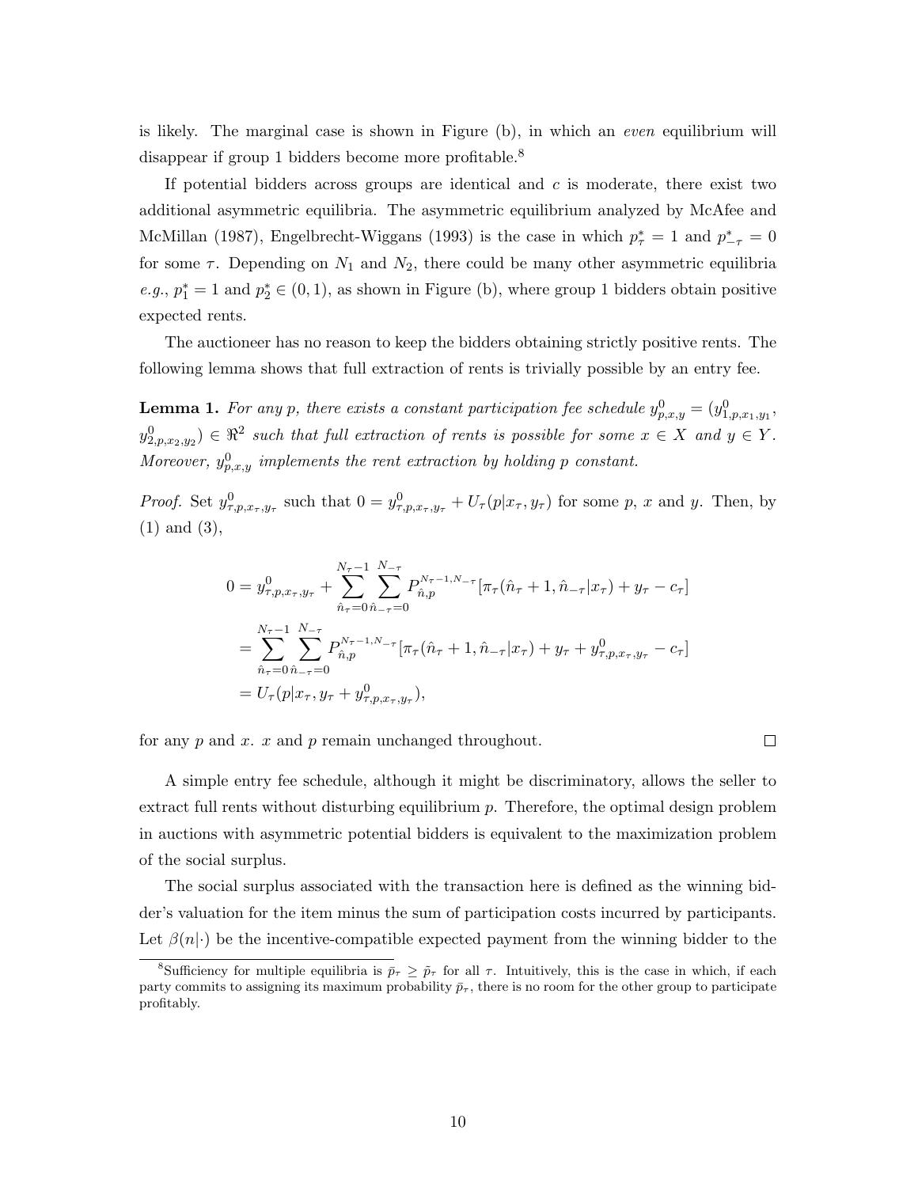is likely. The marginal case is shown in Figure (b), in which an *even* equilibrium will disappear if group 1 bidders become more profitable.[8]

If potential bidders across groups are identical and $c$ is moderate, there exist two additional asymmetric equilibria. The asymmetric equilibrium analyzed by McAfee and McMillan (1987), Engelbrecht-Wiggans (1993) is the case in which $p^*_\tau = 1$ and $p^*_{-\tau} = 0$ for some $\tau$. Depending on $N_1$ and $N_2$, there could be many other asymmetric equilibria *e.g.*, $p^*_1 = 1$ and $p^*_2 \in (0, 1)$, as shown in Figure (b), where group 1 bidders obtain positive expected rents.

The auctioneer has no reason to keep the bidders obtaining strictly positive rents. The following lemma shows that full extraction of rents is trivially possible by an entry fee.

**Lemma 1.** *For any $p$, there exists a constant participation fee schedule $y^0_{p,x,y} = (y^0_{1,p,x_1,y_1}, y^0_{2,p,x_2,y_2}) \in \Re^2$ such that full extraction of rents is possible for some $x \in X$ and $y \in Y$. Moreover, $y^0_{p,x,y}$ implements the rent extraction by holding $p$ constant.*

*Proof.* Set $y^0_{\tau,p,x_\tau,y_\tau}$ such that $0 = y^0_{\tau,p,x_\tau,y_\tau} + U_\tau(p|x_\tau, y_\tau)$ for some $p$, $x$ and $y$. Then, by (1) and (3),

$$
\begin{aligned}
0 &= y^0_{\tau,p,x_\tau,y_\tau} + \sum_{\hat{n}_\tau=0}^{N_\tau-1} \sum_{\hat{n}_{-\tau}=0}^{N_{-\tau}} P^{N_\tau-1,N_{-\tau}}_{\hat{n},p} [\pi_\tau(\hat{n}_\tau + 1, \hat{n}_{-\tau}|x_\tau) + y_\tau - c_\tau] \\
&= \sum_{\hat{n}_\tau=0}^{N_\tau-1} \sum_{\hat{n}_{-\tau}=0}^{N_{-\tau}} P^{N_\tau-1,N_{-\tau}}_{\hat{n},p} [\pi_\tau(\hat{n}_\tau + 1, \hat{n}_{-\tau}|x_\tau) + y_\tau + y^0_{\tau,p,x_\tau,y_\tau} - c_\tau] \\
&= U_\tau(p|x_\tau, y_\tau + y^0_{\tau,p,x_\tau,y_\tau}),
\end{aligned}
$$

for any $p$ and $x$. $x$ and $p$ remain unchanged throughout. $\square$

A simple entry fee schedule, although it might be discriminatory, allows the seller to extract full rents without disturbing equilibrium $p$. Therefore, the optimal design problem in auctions with asymmetric potential bidders is equivalent to the maximization problem of the social surplus.

The social surplus associated with the transaction here is defined as the winning bidder's valuation for the item minus the sum of participation costs incurred by participants. Let $\beta(n|\cdot)$ be the incentive-compatible expected payment from the winning bidder to the

[8] Sufficiency for multiple equilibria is $\bar{p}_\tau \geq \tilde{p}_\tau$ for all $\tau$. Intuitively, this is the case in which, if each party commits to assigning its maximum probability $\bar{p}_\tau$, there is no room for the other group to participate profitably.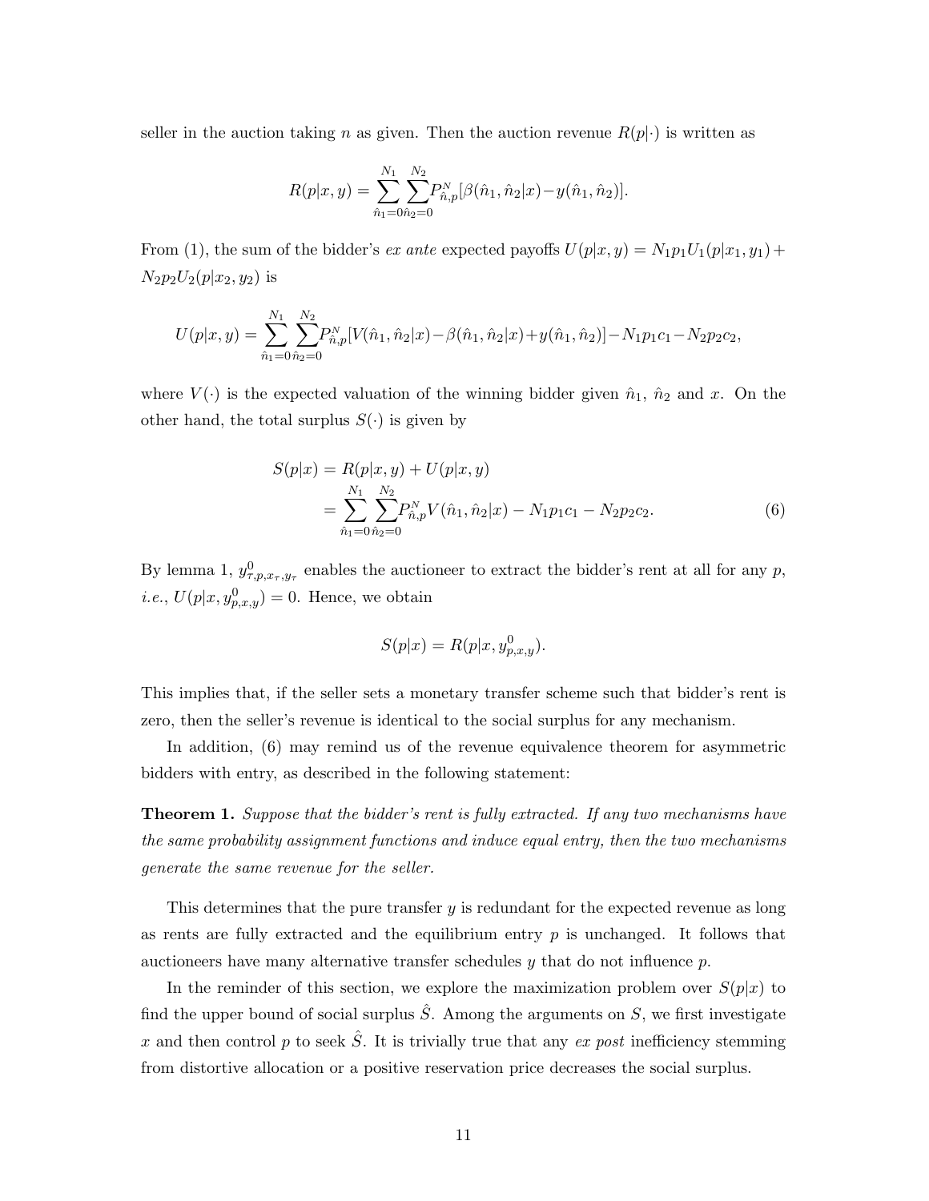seller in the auction taking $n$ as given. Then the auction revenue $R(p|\cdot)$ is written as

$$R(p|x,y) = \sum_{\hat{n}_1=0}^{N_1}\sum_{\hat{n}_2=0}^{N_2} P^N_{\hat{n},p}[\beta(\hat{n}_1,\hat{n}_2|x) - y(\hat{n}_1,\hat{n}_2)].$$

From (1), the sum of the bidder's *ex ante* expected payoffs $U(p|x,y) = N_1p_1U_1(p|x_1,y_1) + N_2p_2U_2(p|x_2,y_2)$ is

$$U(p|x,y) = \sum_{\hat{n}_1=0}^{N_1}\sum_{\hat{n}_2=0}^{N_2} P^N_{\hat{n},p}[V(\hat{n}_1,\hat{n}_2|x) - \beta(\hat{n}_1,\hat{n}_2|x) + y(\hat{n}_1,\hat{n}_2)] - N_1p_1c_1 - N_2p_2c_2,$$

where $V(\cdot)$ is the expected valuation of the winning bidder given $\hat{n}_1$, $\hat{n}_2$ and $x$. On the other hand, the total surplus $S(\cdot)$ is given by

$$\begin{aligned} S(p|x) &= R(p|x,y) + U(p|x,y) \\ &= \sum_{\hat{n}_1=0}^{N_1}\sum_{\hat{n}_2=0}^{N_2} P^N_{\hat{n},p} V(\hat{n}_1,\hat{n}_2|x) - N_1p_1c_1 - N_2p_2c_2. \end{aligned} \tag{6}$$

By lemma 1, $y^0_{\tau,p,x_\tau,y_\tau}$ enables the auctioneer to extract the bidder's rent at all for any $p$, *i.e.*, $U(p|x, y^0_{p,x,y}) = 0$. Hence, we obtain

$$S(p|x) = R(p|x, y^0_{p,x,y}).$$

This implies that, if the seller sets a monetary transfer scheme such that bidder's rent is zero, then the seller's revenue is identical to the social surplus for any mechanism.

In addition, (6) may remind us of the revenue equivalence theorem for asymmetric bidders with entry, as described in the following statement:

**Theorem 1.** *Suppose that the bidder's rent is fully extracted. If any two mechanisms have the same probability assignment functions and induce equal entry, then the two mechanisms generate the same revenue for the seller.*

This determines that the pure transfer $y$ is redundant for the expected revenue as long as rents are fully extracted and the equilibrium entry $p$ is unchanged. It follows that auctioneers have many alternative transfer schedules $y$ that do not influence $p$.

In the reminder of this section, we explore the maximization problem over $S(p|x)$ to find the upper bound of social surplus $\hat{S}$. Among the arguments on $S$, we first investigate $x$ and then control $p$ to seek $\hat{S}$. It is trivially true that any *ex post* inefficiency stemming from distortive allocation or a positive reservation price decreases the social surplus.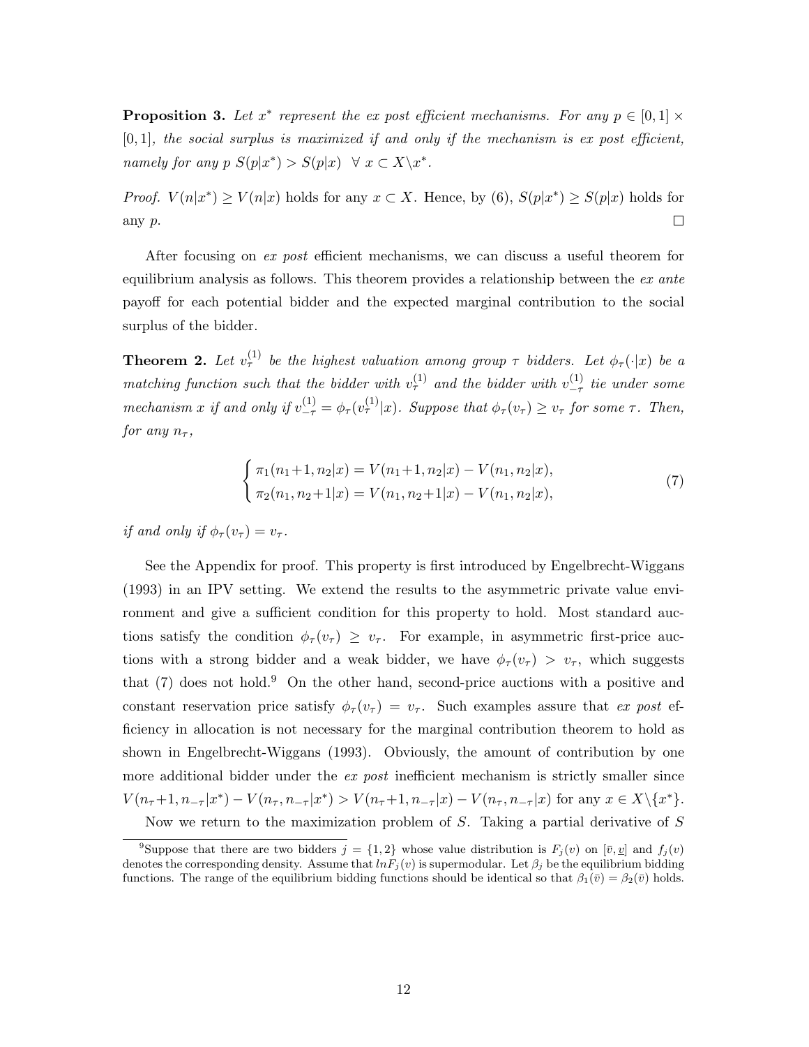**Proposition 3.** *Let $x^*$ represent the ex post efficient mechanisms. For any $p \in [0,1] \times [0,1]$, the social surplus is maximized if and only if the mechanism is ex post efficient, namely for any $p$ $S(p|x^*) > S(p|x) \;\; \forall \; x \subset X \backslash x^*$.*

*Proof.* $V(n|x^*) \geq V(n|x)$ holds for any $x \subset X$. Hence, by (6), $S(p|x^*) \geq S(p|x)$ holds for any $p$. $\square$

After focusing on *ex post* efficient mechanisms, we can discuss a useful theorem for equilibrium analysis as follows. This theorem provides a relationship between the *ex ante* payoff for each potential bidder and the expected marginal contribution to the social surplus of the bidder.

**Theorem 2.** *Let $v_\tau^{(1)}$ be the highest valuation among group $\tau$ bidders. Let $\phi_\tau(\cdot|x)$ be a matching function such that the bidder with $v_\tau^{(1)}$ and the bidder with $v_{-\tau}^{(1)}$ tie under some mechanism $x$ if and only if $v_{-\tau}^{(1)} = \phi_\tau(v_\tau^{(1)}|x)$. Suppose that $\phi_\tau(v_\tau) \geq v_\tau$ for some $\tau$. Then, for any $n_\tau$,*

$$\begin{cases} \pi_1(n_1{+}1, n_2|x) = V(n_1{+}1, n_2|x) - V(n_1, n_2|x), \\ \pi_2(n_1, n_2{+}1|x) = V(n_1, n_2{+}1|x) - V(n_1, n_2|x), \end{cases} \tag{7}$$

*if and only if $\phi_\tau(v_\tau) = v_\tau$.*

See the Appendix for proof. This property is first introduced by Engelbrecht-Wiggans (1993) in an IPV setting. We extend the results to the asymmetric private value environment and give a sufficient condition for this property to hold. Most standard auctions satisfy the condition $\phi_\tau(v_\tau) \geq v_\tau$. For example, in asymmetric first-price auctions with a strong bidder and a weak bidder, we have $\phi_\tau(v_\tau) > v_\tau$, which suggests that (7) does not hold.[9] On the other hand, second-price auctions with a positive and constant reservation price satisfy $\phi_\tau(v_\tau) = v_\tau$. Such examples assure that *ex post* efficiency in allocation is not necessary for the marginal contribution theorem to hold as shown in Engelbrecht-Wiggans (1993). Obviously, the amount of contribution by one more additional bidder under the *ex post* inefficient mechanism is strictly smaller since $V(n_\tau{+}1, n_{-\tau}|x^*) - V(n_\tau, n_{-\tau}|x^*) > V(n_\tau{+}1, n_{-\tau}|x) - V(n_\tau, n_{-\tau}|x)$ for any $x \in X \backslash \{x^*\}$.

Now we return to the maximization problem of $S$. Taking a partial derivative of $S$

[9] Suppose that there are two bidders $j = \{1, 2\}$ whose value distribution is $F_j(v)$ on $[\bar{v}, \underline{v}]$ and $f_j(v)$ denotes the corresponding density. Assume that $lnF_j(v)$ is supermodular. Let $\beta_j$ be the equilibrium bidding functions. The range of the equilibrium bidding functions should be identical so that $\beta_1(\bar{v}) = \beta_2(\bar{v})$ holds.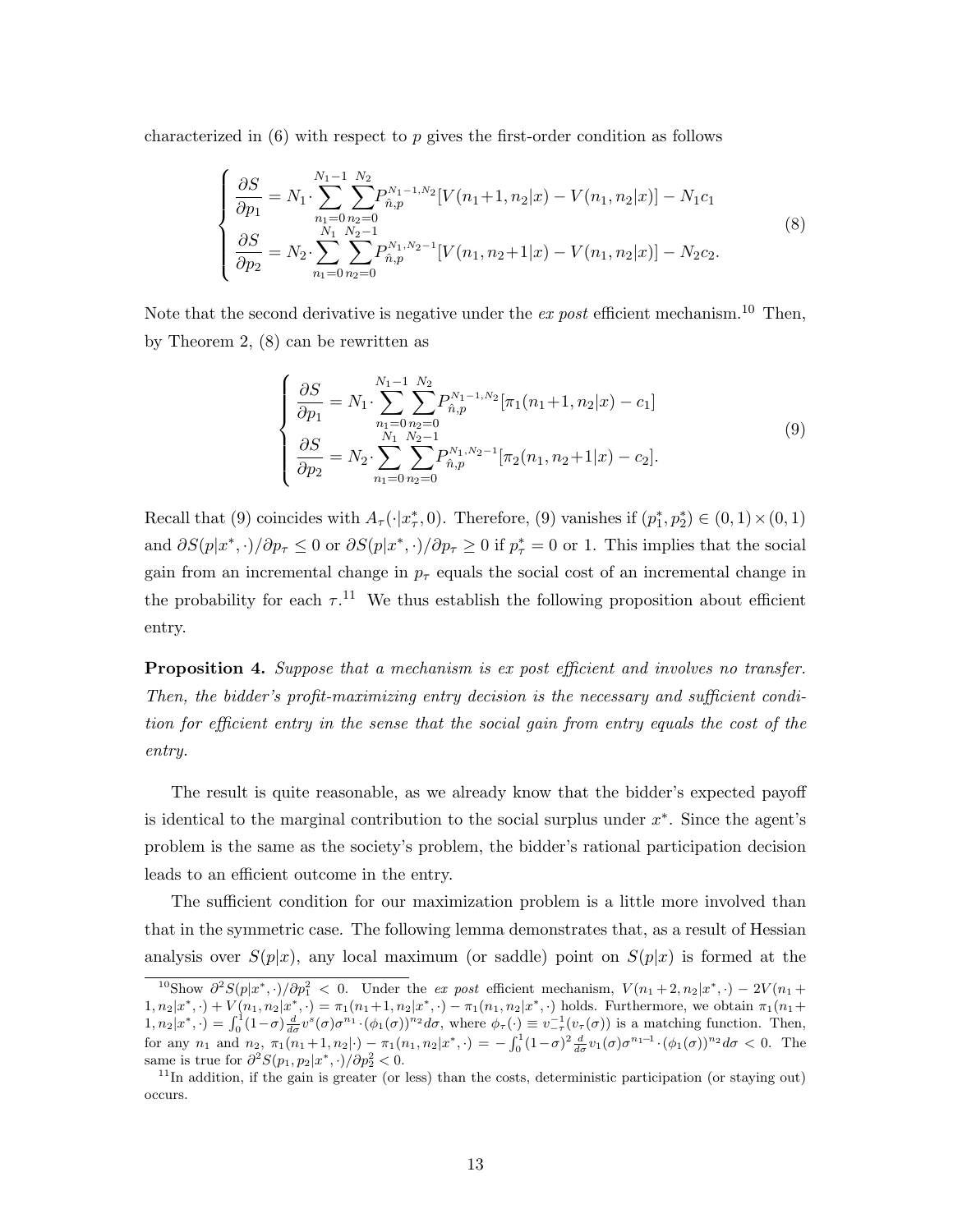characterized in (6) with respect to $p$ gives the first-order condition as follows

$$
\begin{cases}
\dfrac{\partial S}{\partial p_1} = N_1 \cdot \displaystyle\sum_{n_1=0}^{N_1-1} \sum_{n_2=0}^{N_2} P_{\hat{n},p}^{N_1-1,N_2} [V(n_1+1, n_2|x) - V(n_1, n_2|x)] - N_1 c_1 \\
\dfrac{\partial S}{\partial p_2} = N_2 \cdot \displaystyle\sum_{n_1=0}^{N_1} \sum_{n_2=0}^{N_2-1} P_{\hat{n},p}^{N_1,N_2-1} [V(n_1, n_2+1|x) - V(n_1, n_2|x)] - N_2 c_2.
\end{cases}
\tag{8}
$$

Note that the second derivative is negative under the *ex post* efficient mechanism.[10] Then, by Theorem 2, (8) can be rewritten as

$$
\begin{cases}
\dfrac{\partial S}{\partial p_1} = N_1 \cdot \displaystyle\sum_{n_1=0}^{N_1-1} \sum_{n_2=0}^{N_2} P_{\hat{n},p}^{N_1-1,N_2} [\pi_1(n_1+1, n_2|x) - c_1] \\
\dfrac{\partial S}{\partial p_2} = N_2 \cdot \displaystyle\sum_{n_1=0}^{N_1} \sum_{n_2=0}^{N_2-1} P_{\hat{n},p}^{N_1,N_2-1} [\pi_2(n_1, n_2+1|x) - c_2].
\end{cases}
\tag{9}
$$

Recall that (9) coincides with $A_\tau(\cdot|x_\tau^*, 0)$. Therefore, (9) vanishes if $(p_1^*, p_2^*) \in (0,1) \times (0,1)$ and $\partial S(p|x^*, \cdot)/\partial p_\tau \leq 0$ or $\partial S(p|x^*, \cdot)/\partial p_\tau \geq 0$ if $p_\tau^* = 0$ or 1. This implies that the social gain from an incremental change in $p_\tau$ equals the social cost of an incremental change in the probability for each $\tau$.[11] We thus establish the following proposition about efficient entry.

**Proposition 4.** *Suppose that a mechanism is ex post efficient and involves no transfer. Then, the bidder's profit-maximizing entry decision is the necessary and sufficient condition for efficient entry in the sense that the social gain from entry equals the cost of the entry.*

The result is quite reasonable, as we already know that the bidder's expected payoff is identical to the marginal contribution to the social surplus under $x^*$. Since the agent's problem is the same as the society's problem, the bidder's rational participation decision leads to an efficient outcome in the entry.

The sufficient condition for our maximization problem is a little more involved than that in the symmetric case. The following lemma demonstrates that, as a result of Hessian analysis over $S(p|x)$, any local maximum (or saddle) point on $S(p|x)$ is formed at the

---

[10] Show $\partial^2 S(p|x^*, \cdot)/\partial p_1^2 < 0$. Under the *ex post* efficient mechanism, $V(n_1+2, n_2|x^*, \cdot) - 2V(n_1+1, n_2|x^*, \cdot) + V(n_1, n_2|x^*, \cdot) = \pi_1(n_1+1, n_2|x^*, \cdot) - \pi_1(n_1, n_2|x^*, \cdot)$ holds. Furthermore, we obtain $\pi_1(n_1+1, n_2|x^*, \cdot) = \int_0^1 (1-\sigma) \frac{d}{d\sigma} v^s(\sigma) \sigma^{n_1} \cdot (\phi_1(\sigma))^{n_2} d\sigma$, where $\phi_\tau(\cdot) \equiv v_{-\tau}^{-1}(v_\tau(\sigma))$ is a matching function. Then, for any $n_1$ and $n_2$, $\pi_1(n_1+1, n_2|\cdot) - \pi_1(n_1, n_2|x^*, \cdot) = -\int_0^1 (1-\sigma)^2 \frac{d}{d\sigma} v_1(\sigma) \sigma^{n_1-1} \cdot (\phi_1(\sigma))^{n_2} d\sigma < 0$. The same is true for $\partial^2 S(p_1, p_2|x^*, \cdot)/\partial p_2^2 < 0$.

[11] In addition, if the gain is greater (or less) than the costs, deterministic participation (or staying out) occurs.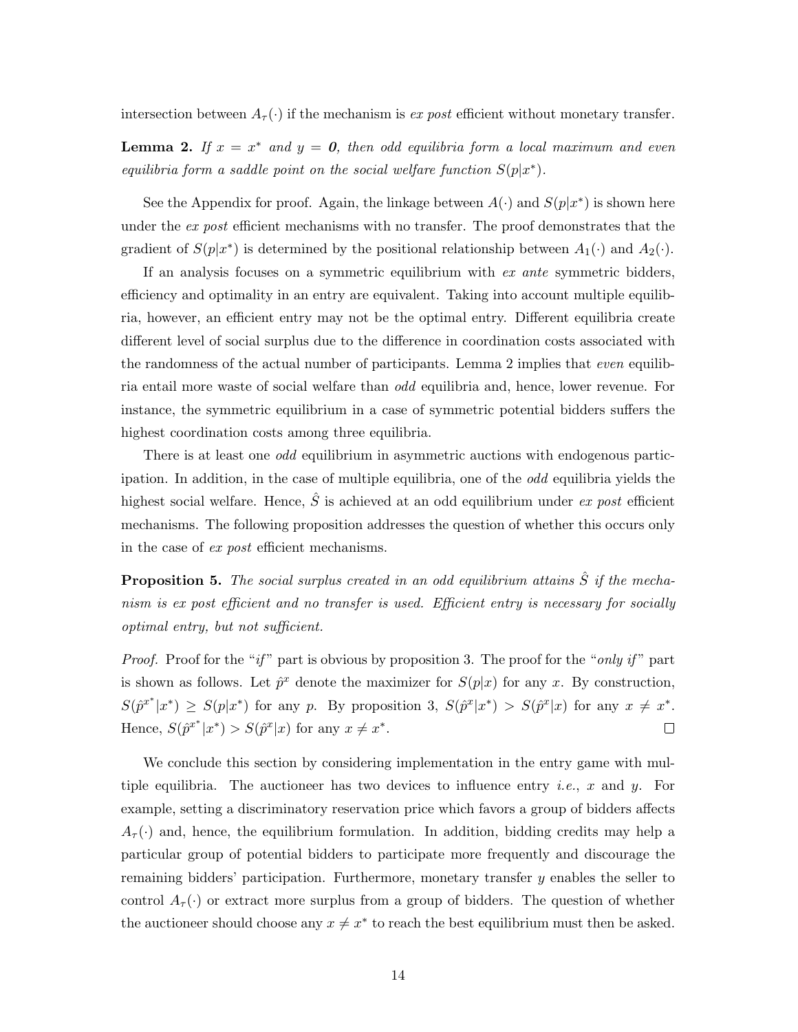intersection between $A_\tau(\cdot)$ if the mechanism is *ex post* efficient without monetary transfer.

**Lemma 2.** *If $x = x^*$ and $y = \mathbf{0}$, then odd equilibria form a local maximum and even equilibria form a saddle point on the social welfare function $S(p|x^*)$.*

See the Appendix for proof. Again, the linkage between $A(\cdot)$ and $S(p|x^*)$ is shown here under the *ex post* efficient mechanisms with no transfer. The proof demonstrates that the gradient of $S(p|x^*)$ is determined by the positional relationship between $A_1(\cdot)$ and $A_2(\cdot)$.

If an analysis focuses on a symmetric equilibrium with *ex ante* symmetric bidders, efficiency and optimality in an entry are equivalent. Taking into account multiple equilibria, however, an efficient entry may not be the optimal entry. Different equilibria create different level of social surplus due to the difference in coordination costs associated with the randomness of the actual number of participants. Lemma 2 implies that *even* equilibria entail more waste of social welfare than *odd* equilibria and, hence, lower revenue. For instance, the symmetric equilibrium in a case of symmetric potential bidders suffers the highest coordination costs among three equilibria.

There is at least one *odd* equilibrium in asymmetric auctions with endogenous participation. In addition, in the case of multiple equilibria, one of the *odd* equilibria yields the highest social welfare. Hence, $\hat{S}$ is achieved at an odd equilibrium under *ex post* efficient mechanisms. The following proposition addresses the question of whether this occurs only in the case of *ex post* efficient mechanisms.

**Proposition 5.** *The social surplus created in an odd equilibrium attains $\hat{S}$ if the mechanism is ex post efficient and no transfer is used. Efficient entry is necessary for socially optimal entry, but not sufficient.*

*Proof.* Proof for the "*if*" part is obvious by proposition 3. The proof for the "*only if*" part is shown as follows. Let $\hat{p}^x$ denote the maximizer for $S(p|x)$ for any $x$. By construction, $S(\hat{p}^{x^*}|x^*) \geq S(p|x^*)$ for any $p$. By proposition 3, $S(\hat{p}^x|x^*) > S(\hat{p}^x|x)$ for any $x \neq x^*$. Hence, $S(\hat{p}^{x^*}|x^*) > S(\hat{p}^x|x)$ for any $x \neq x^*$. $\square$

We conclude this section by considering implementation in the entry game with multiple equilibria. The auctioneer has two devices to influence entry *i.e.*, $x$ and $y$. For example, setting a discriminatory reservation price which favors a group of bidders affects $A_\tau(\cdot)$ and, hence, the equilibrium formulation. In addition, bidding credits may help a particular group of potential bidders to participate more frequently and discourage the remaining bidders' participation. Furthermore, monetary transfer $y$ enables the seller to control $A_\tau(\cdot)$ or extract more surplus from a group of bidders. The question of whether the auctioneer should choose any $x \neq x^*$ to reach the best equilibrium must then be asked.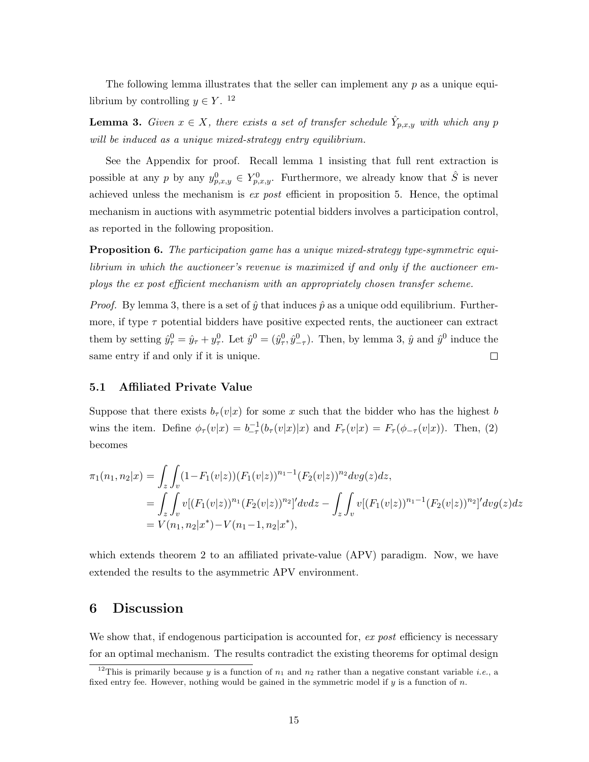The following lemma illustrates that the seller can implement any $p$ as a unique equilibrium by controlling $y \in Y$. [12]

**Lemma 3.** *Given $x \in X$, there exists a set of transfer schedule $\hat{Y}_{p,x,y}$ with which any $p$ will be induced as a unique mixed-strategy entry equilibrium.*

See the Appendix for proof. Recall lemma 1 insisting that full rent extraction is possible at any $p$ by any $y^0_{p,x,y} \in Y^0_{p,x,y}$. Furthermore, we already know that $\hat{S}$ is never achieved unless the mechanism is *ex post* efficient in proposition 5. Hence, the optimal mechanism in auctions with asymmetric potential bidders involves a participation control, as reported in the following proposition.

**Proposition 6.** *The participation game has a unique mixed-strategy type-symmetric equilibrium in which the auctioneer's revenue is maximized if and only if the auctioneer employs the ex post efficient mechanism with an appropriately chosen transfer scheme.*

*Proof.* By lemma 3, there is a set of $\hat{y}$ that induces $\hat{p}$ as a unique odd equilibrium. Furthermore, if type $\tau$ potential bidders have positive expected rents, the auctioneer can extract them by setting $\hat{y}^0_\tau = \hat{y}_\tau + y^0_\tau$. Let $\hat{y}^0 = (\hat{y}^0_\tau, \hat{y}^0_{-\tau})$. Then, by lemma 3, $\hat{y}$ and $\hat{y}^0$ induce the same entry if and only if it is unique. □

### 5.1 Affiliated Private Value

Suppose that there exists $b_\tau(v|x)$ for some $x$ such that the bidder who has the highest $b$ wins the item. Define $\phi_\tau(v|x) = b^{-1}_{-\tau}(b_\tau(v|x)|x)$ and $F_\tau(v|x) = F_\tau(\phi_{-\tau}(v|x))$. Then, (2) becomes

$$
\begin{aligned}
\pi_1(n_1, n_2|x) &= \int_z \int_v (1-F_1(v|z))(F_1(v|z))^{n_1-1}(F_2(v|z))^{n_2} dvg(z)dz, \\
&= \int_z \int_v v[(F_1(v|z))^{n_1}(F_2(v|z))^{n_2}]' dvdz - \int_z \int_v v[(F_1(v|z))^{n_1-1}(F_2(v|z))^{n_2}]' dvg(z)dz \\
&= V(n_1, n_2|x^*) - V(n_1-1, n_2|x^*),
\end{aligned}
$$

which extends theorem 2 to an affiliated private-value (APV) paradigm. Now, we have extended the results to the asymmetric APV environment.

## 6 Discussion

We show that, if endogenous participation is accounted for, *ex post* efficiency is necessary for an optimal mechanism. The results contradict the existing theorems for optimal design

[12] This is primarily because $y$ is a function of $n_1$ and $n_2$ rather than a negative constant variable *i.e.*, a fixed entry fee. However, nothing would be gained in the symmetric model if $y$ is a function of $n$.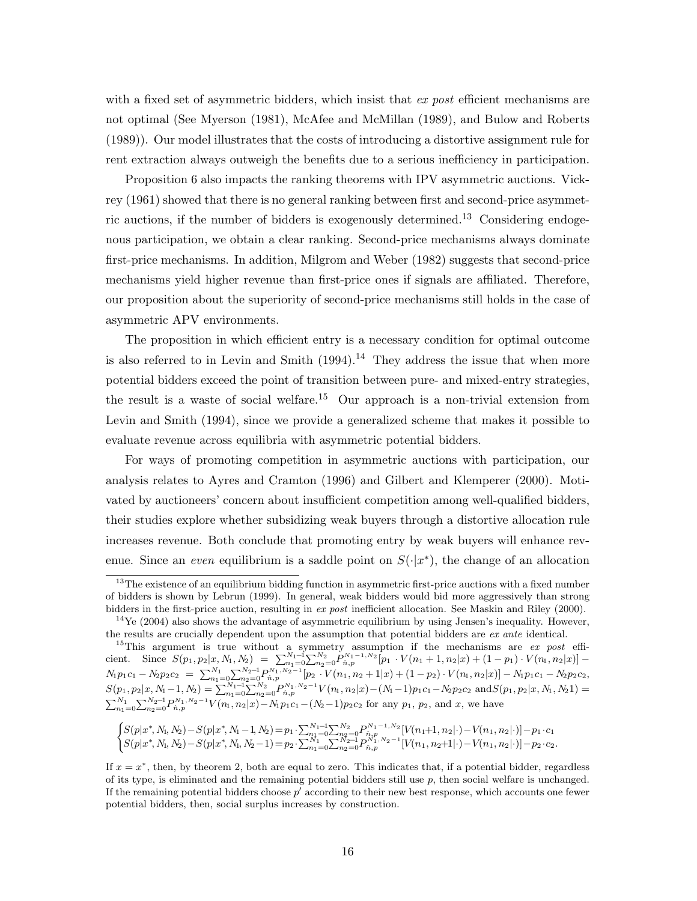with a fixed set of asymmetric bidders, which insist that *ex post* efficient mechanisms are not optimal (See Myerson (1981), McAfee and McMillan (1989), and Bulow and Roberts (1989)). Our model illustrates that the costs of introducing a distortive assignment rule for rent extraction always outweigh the benefits due to a serious inefficiency in participation.

Proposition 6 also impacts the ranking theorems with IPV asymmetric auctions. Vickrey (1961) showed that there is no general ranking between first and second-price asymmetric auctions, if the number of bidders is exogenously determined.[13] Considering endogenous participation, we obtain a clear ranking. Second-price mechanisms always dominate first-price mechanisms. In addition, Milgrom and Weber (1982) suggests that second-price mechanisms yield higher revenue than first-price ones if signals are affiliated. Therefore, our proposition about the superiority of second-price mechanisms still holds in the case of asymmetric APV environments.

The proposition in which efficient entry is a necessary condition for optimal outcome is also referred to in Levin and Smith (1994).[14] They address the issue that when more potential bidders exceed the point of transition between pure- and mixed-entry strategies, the result is a waste of social welfare.[15] Our approach is a non-trivial extension from Levin and Smith (1994), since we provide a generalized scheme that makes it possible to evaluate revenue across equilibria with asymmetric potential bidders.

For ways of promoting competition in asymmetric auctions with participation, our analysis relates to Ayres and Cramton (1996) and Gilbert and Klemperer (2000). Motivated by auctioneers' concern about insufficient competition among well-qualified bidders, their studies explore whether subsidizing weak buyers through a distortive allocation rule increases revenue. Both conclude that promoting entry by weak buyers will enhance revenue. Since an *even* equilibrium is a saddle point on $S(\cdot|x^*)$, the change of an allocation

---

[13] The existence of an equilibrium bidding function in asymmetric first-price auctions with a fixed number of bidders is shown by Lebrun (1999). In general, weak bidders would bid more aggressively than strong bidders in the first-price auction, resulting in *ex post* inefficient allocation. See Maskin and Riley (2000).

[14] Ye (2004) also shows the advantage of asymmetric equilibrium by using Jensen's inequality. However, the results are crucially dependent upon the assumption that potential bidders are *ex ante* identical.

[15] This argument is true without a symmetry assumption if the mechanisms are *ex post* efficient. Since $S(p_1,p_2|x,N_1,N_2) = \sum_{n_1=0}^{N_1-1}\sum_{n_2=0}^{N_2} P_{\hat{n},p}^{N_1-1,N_2}[p_1 \cdot V(n_1+1,n_2|x) + (1-p_1)\cdot V(n_1,n_2|x)] - N_1p_1c_1 - N_2p_2c_2 = \sum_{n_1=0}^{N_1}\sum_{n_2=0}^{N_2-1} P_{\hat{n},p}^{N_1,N_2-1}[p_2 \cdot V(n_1,n_2+1|x) + (1-p_2)\cdot V(n_1,n_2|x)] - N_1p_1c_1 - N_2p_2c_2$, $S(p_1,p_2|x,N_1-1,N_2) = \sum_{n_1=0}^{N_1-1}\sum_{n_2=0}^{N_2} P_{\hat{n},p}^{N_1,N_2-1}V(n_1,n_2|x) - (N_1-1)p_1c_1 - N_2p_2c_2$ and $S(p_1,p_2|x,N_1,N_2 1) = \sum_{n_1=0}^{N_1}\sum_{n_2=0}^{N_2-1} P_{\hat{n},p}^{N_1,N_2-1}V(n_1,n_2|x) - N_1p_1c_1 - (N_2-1)p_2c_2$ for any $p_1$, $p_2$, and $x$, we have

$$\begin{cases} S(p|x^*,N_1,N_2) - S(p|x^*,N_1-1,N_2) = p_1 \cdot \sum_{n_1=0}^{N_1-1}\sum_{n_2=0}^{N_2} P_{\hat{n},p}^{N_1-1,N_2}[V(n_1+1,n_2|\cdot) - V(n_1,n_2|\cdot)] - p_1 \cdot c_1 \\ S(p|x^*,N_1,N_2) - S(p|x^*,N_1,N_2-1) = p_2 \cdot \sum_{n_1=0}^{N_1}\sum_{n_2=0}^{N_2-1} P_{\hat{n},p}^{N_1,N_2-1}[V(n_1,n_2+1|\cdot) - V(n_1,n_2|\cdot)] - p_2 \cdot c_2. \end{cases}$$

If $x = x^*$, then, by theorem 2, both are equal to zero. This indicates that, if a potential bidder, regardless of its type, is eliminated and the remaining potential bidders still use $p$, then social welfare is unchanged. If the remaining potential bidders choose $p'$ according to their new best response, which accounts one fewer potential bidders, then, social surplus increases by construction.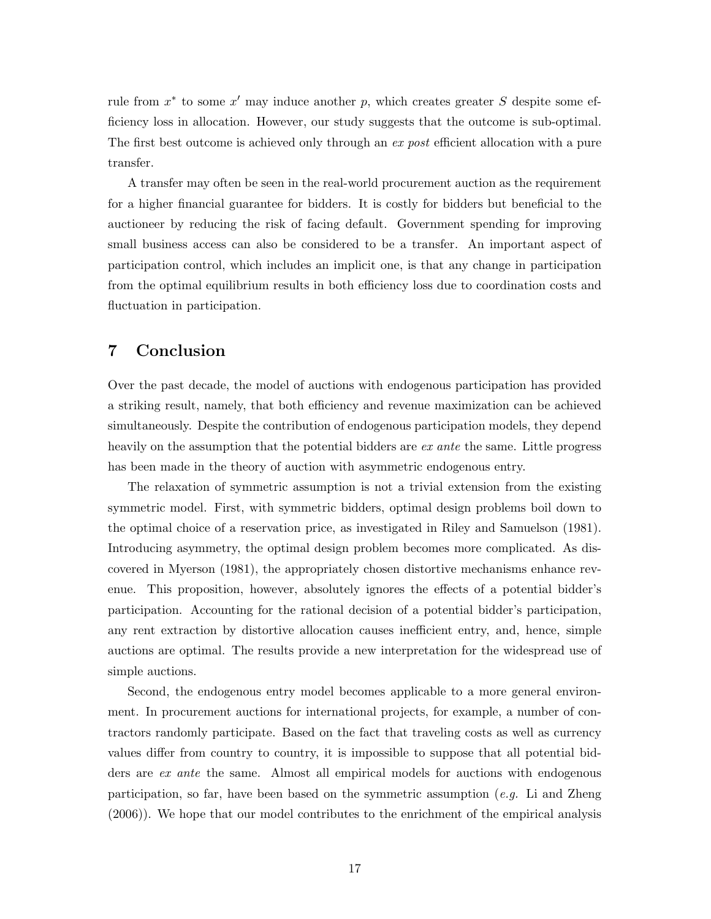rule from $x^*$ to some $x'$ may induce another $p$, which creates greater $S$ despite some efficiency loss in allocation. However, our study suggests that the outcome is sub-optimal. The first best outcome is achieved only through an *ex post* efficient allocation with a pure transfer.

A transfer may often be seen in the real-world procurement auction as the requirement for a higher financial guarantee for bidders. It is costly for bidders but beneficial to the auctioneer by reducing the risk of facing default. Government spending for improving small business access can also be considered to be a transfer. An important aspect of participation control, which includes an implicit one, is that any change in participation from the optimal equilibrium results in both efficiency loss due to coordination costs and fluctuation in participation.

## 7 Conclusion

Over the past decade, the model of auctions with endogenous participation has provided a striking result, namely, that both efficiency and revenue maximization can be achieved simultaneously. Despite the contribution of endogenous participation models, they depend heavily on the assumption that the potential bidders are *ex ante* the same. Little progress has been made in the theory of auction with asymmetric endogenous entry.

The relaxation of symmetric assumption is not a trivial extension from the existing symmetric model. First, with symmetric bidders, optimal design problems boil down to the optimal choice of a reservation price, as investigated in Riley and Samuelson (1981). Introducing asymmetry, the optimal design problem becomes more complicated. As discovered in Myerson (1981), the appropriately chosen distortive mechanisms enhance revenue. This proposition, however, absolutely ignores the effects of a potential bidder's participation. Accounting for the rational decision of a potential bidder's participation, any rent extraction by distortive allocation causes inefficient entry, and, hence, simple auctions are optimal. The results provide a new interpretation for the widespread use of simple auctions.

Second, the endogenous entry model becomes applicable to a more general environment. In procurement auctions for international projects, for example, a number of contractors randomly participate. Based on the fact that traveling costs as well as currency values differ from country to country, it is impossible to suppose that all potential bidders are *ex ante* the same. Almost all empirical models for auctions with endogenous participation, so far, have been based on the symmetric assumption (*e.g.* Li and Zheng (2006)). We hope that our model contributes to the enrichment of the empirical analysis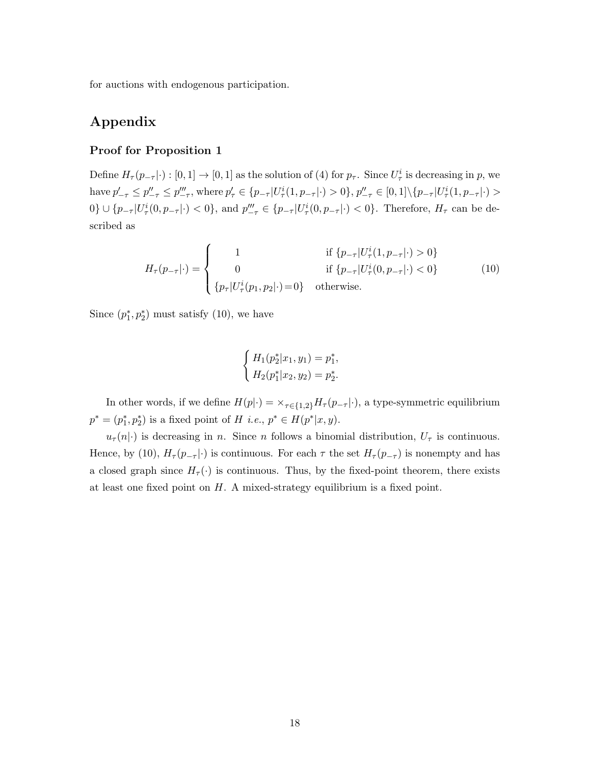for auctions with endogenous participation.

# Appendix

### Proof for Proposition 1

Define $H_\tau(p_{-\tau}|\cdot) : [0,1] \to [0,1]$ as the solution of (4) for $p_\tau$. Since $U^i_\tau$ is decreasing in $p$, we have $p'_{-\tau} \leq p''_{-\tau} \leq p'''_{-\tau}$, where $p'_\tau \in \{p_{-\tau}|U^i_\tau(1, p_{-\tau}|\cdot) > 0\}$, $p''_{-\tau} \in [0,1] \backslash \{p_{-\tau}|U^i_\tau(1, p_{-\tau}|\cdot) > 0\} \cup \{p_{-\tau}|U^i_\tau(0, p_{-\tau}|\cdot) < 0\}$, and $p'''_{-\tau} \in \{p_{-\tau}|U^i_\tau(0, p_{-\tau}|\cdot) < 0\}$. Therefore, $H_\tau$ can be described as

$$H_\tau(p_{-\tau}|\cdot) = \begin{cases} 1 & \text{if } \{p_{-\tau}|U^i_\tau(1, p_{-\tau}|\cdot) > 0\} \\ 0 & \text{if } \{p_{-\tau}|U^i_\tau(0, p_{-\tau}|\cdot) < 0\} \\ \{p_\tau|U^i_\tau(p_1, p_2|\cdot)=0\} & \text{otherwise.} \end{cases} \tag{10}$$

Since $(p^*_1, p^*_2)$ must satisfy (10), we have

$$\begin{cases} H_1(p^*_2|x_1, y_1) = p^*_1, \\ H_2(p^*_1|x_2, y_2) = p^*_2. \end{cases}$$

In other words, if we define $H(p|\cdot) = \times_{\tau \in \{1,2\}} H_\tau(p_{-\tau}|\cdot)$, a type-symmetric equilibrium $p^* = (p^*_1, p^*_2)$ is a fixed point of $H$ *i.e.*, $p^* \in H(p^*|x, y)$.

$u_\tau(n|\cdot)$ is decreasing in $n$. Since $n$ follows a binomial distribution, $U_\tau$ is continuous. Hence, by (10), $H_\tau(p_{-\tau}|\cdot)$ is continuous. For each $\tau$ the set $H_\tau(p_{-\tau})$ is nonempty and has a closed graph since $H_\tau(\cdot)$ is continuous. Thus, by the fixed-point theorem, there exists at least one fixed point on $H$. A mixed-strategy equilibrium is a fixed point.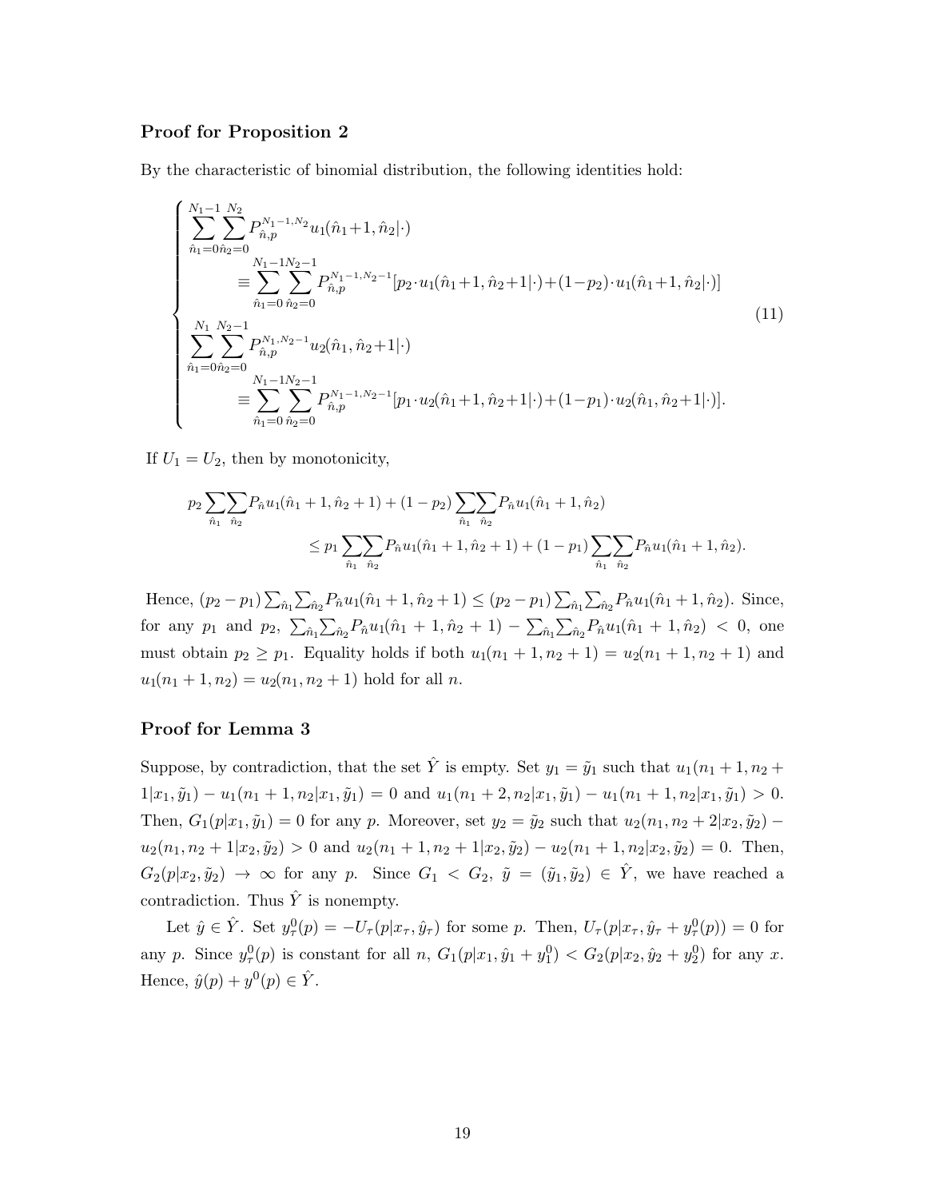### Proof for Proposition 2

By the characteristic of binomial distribution, the following identities hold:

$$
\begin{cases}
\sum_{\hat{n}_1=0}^{N_1-1}\sum_{\hat{n}_2=0}^{N_2} P_{\hat{n},p}^{N_1-1,N_2} u_1(\hat{n}_1{+}1,\hat{n}_2|\cdot) \\
\qquad \equiv \sum_{\hat{n}_1=0}^{N_1-1}\sum_{\hat{n}_2=0}^{N_2-1} P_{\hat{n},p}^{N_1-1,N_2-1}[p_2\cdot u_1(\hat{n}_1{+}1,\hat{n}_2{+}1|\cdot){+}(1{-}p_2)\cdot u_1(\hat{n}_1{+}1,\hat{n}_2|\cdot)] \\
\sum_{\hat{n}_1=0}^{N_1}\sum_{\hat{n}_2=0}^{N_2-1} P_{\hat{n},p}^{N_1,N_2-1} u_2(\hat{n}_1,\hat{n}_2{+}1|\cdot) \\
\qquad \equiv \sum_{\hat{n}_1=0}^{N_1-1}\sum_{\hat{n}_2=0}^{N_2-1} P_{\hat{n},p}^{N_1-1,N_2-1}[p_1\cdot u_2(\hat{n}_1{+}1,\hat{n}_2{+}1|\cdot){+}(1{-}p_1)\cdot u_2(\hat{n}_1,\hat{n}_2{+}1|\cdot)].
\end{cases}
\tag{11}
$$

If $U_1 = U_2$, then by monotonicity,

$$
\begin{aligned}
p_2 \sum_{\hat{n}_1}\sum_{\hat{n}_2} P_{\hat{n}} u_1(\hat{n}_1+1,\hat{n}_2+1) + (1-p_2)\sum_{\hat{n}_1}\sum_{\hat{n}_2} P_{\hat{n}} u_1(\hat{n}_1+1,\hat{n}_2) \\
\leq p_1 \sum_{\hat{n}_1}\sum_{\hat{n}_2} P_{\hat{n}} u_1(\hat{n}_1+1,\hat{n}_2+1) + (1-p_1)\sum_{\hat{n}_1}\sum_{\hat{n}_2} P_{\hat{n}} u_1(\hat{n}_1+1,\hat{n}_2).
\end{aligned}
$$

Hence, $(p_2-p_1)\sum_{\hat{n}_1}\sum_{\hat{n}_2} P_{\hat{n}} u_1(\hat{n}_1+1,\hat{n}_2+1) \leq (p_2-p_1)\sum_{\hat{n}_1}\sum_{\hat{n}_2} P_{\hat{n}} u_1(\hat{n}_1+1,\hat{n}_2)$. Since, for any $p_1$ and $p_2$, $\sum_{\hat{n}_1}\sum_{\hat{n}_2} P_{\hat{n}} u_1(\hat{n}_1+1,\hat{n}_2+1) - \sum_{\hat{n}_1}\sum_{\hat{n}_2} P_{\hat{n}} u_1(\hat{n}_1+1,\hat{n}_2) < 0$, one must obtain $p_2 \geq p_1$. Equality holds if both $u_1(n_1+1,n_2+1) = u_2(n_1+1,n_2+1)$ and $u_1(n_1+1,n_2) = u_2(n_1,n_2+1)$ hold for all $n$.

### Proof for Lemma 3

Suppose, by contradiction, that the set $\hat{Y}$ is empty. Set $y_1 = \tilde{y}_1$ such that $u_1(n_1+1,n_2+1|x_1,\tilde{y}_1) - u_1(n_1+1,n_2|x_1,\tilde{y}_1) = 0$ and $u_1(n_1+2,n_2|x_1,\tilde{y}_1) - u_1(n_1+1,n_2|x_1,\tilde{y}_1) > 0$. Then, $G_1(p|x_1,\tilde{y}_1) = 0$ for any $p$. Moreover, set $y_2 = \tilde{y}_2$ such that $u_2(n_1,n_2+2|x_2,\tilde{y}_2) - u_2(n_1,n_2+1|x_2,\tilde{y}_2) > 0$ and $u_2(n_1+1,n_2+1|x_2,\tilde{y}_2) - u_2(n_1+1,n_2|x_2,\tilde{y}_2) = 0$. Then, $G_2(p|x_2,\tilde{y}_2) \to \infty$ for any $p$. Since $G_1 < G_2$, $\tilde{y} = (\tilde{y}_1,\tilde{y}_2) \in \hat{Y}$, we have reached a contradiction. Thus $\hat{Y}$ is nonempty.

Let $\hat{y} \in \hat{Y}$. Set $y_\tau^0(p) = -U_\tau(p|x_\tau,\hat{y}_\tau)$ for some $p$. Then, $U_\tau(p|x_\tau,\hat{y}_\tau + y_\tau^0(p)) = 0$ for any $p$. Since $y_\tau^0(p)$ is constant for all $n$, $G_1(p|x_1,\hat{y}_1+y_1^0) < G_2(p|x_2,\hat{y}_2+y_2^0)$ for any $x$. Hence, $\hat{y}(p) + y^0(p) \in \hat{Y}$.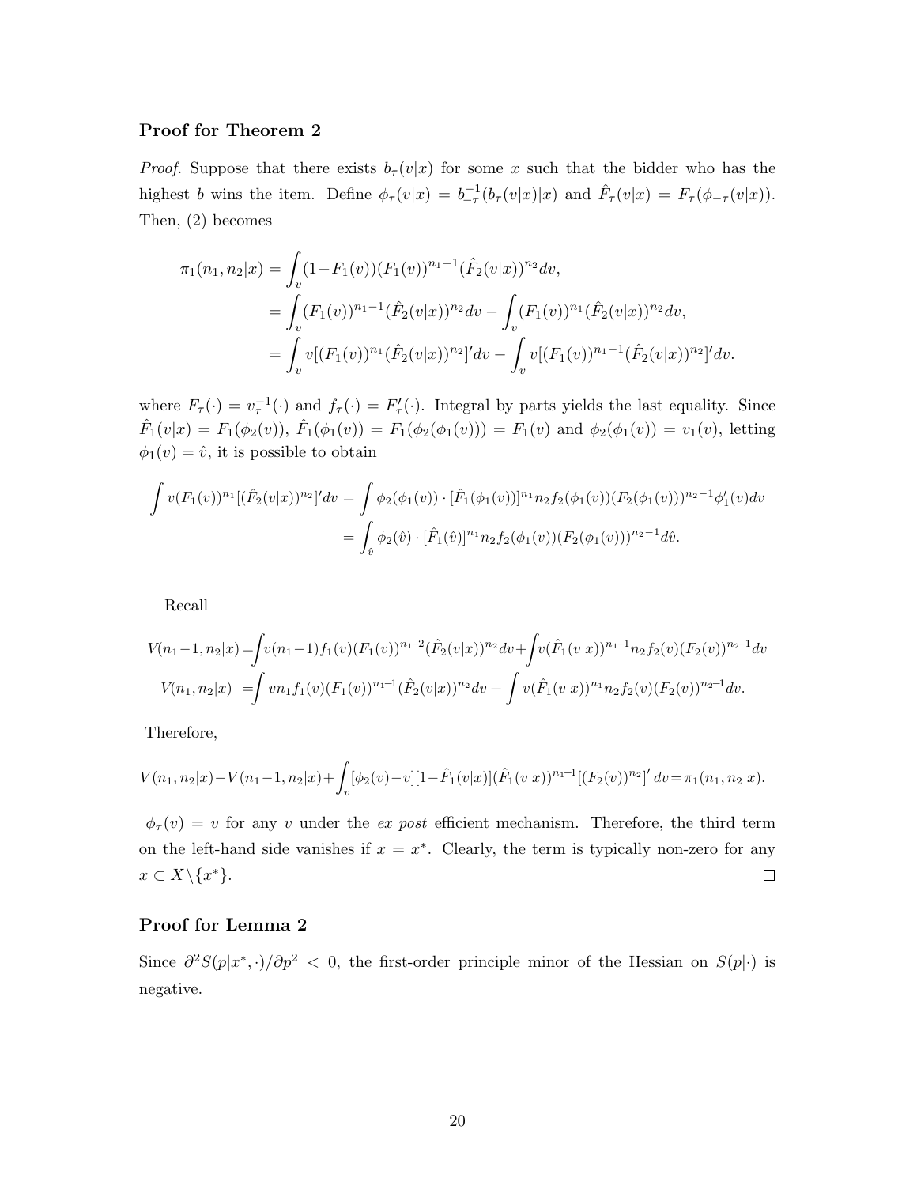### Proof for Theorem 2

*Proof.* Suppose that there exists $b_\tau(v|x)$ for some $x$ such that the bidder who has the highest $b$ wins the item. Define $\phi_\tau(v|x) = b_{-\tau}^{-1}(b_\tau(v|x)|x)$ and $\hat{F}_\tau(v|x) = F_\tau(\phi_{-\tau}(v|x))$. Then, (2) becomes

$$\begin{aligned}
\pi_1(n_1, n_2|x) &= \int_v (1-F_1(v))(F_1(v))^{n_1-1}(\hat{F}_2(v|x))^{n_2}dv,\\
&= \int_v (F_1(v))^{n_1-1}(\hat{F}_2(v|x))^{n_2}dv - \int_v (F_1(v))^{n_1}(\hat{F}_2(v|x))^{n_2}dv,\\
&= \int_v v[(F_1(v))^{n_1}(\hat{F}_2(v|x))^{n_2}]'dv - \int_v v[(F_1(v))^{n_1-1}(\hat{F}_2(v|x))^{n_2}]'dv.
\end{aligned}$$

where $F_\tau(\cdot) = v_\tau^{-1}(\cdot)$ and $f_\tau(\cdot) = F'_\tau(\cdot)$. Integral by parts yields the last equality. Since $\hat{F}_1(v|x) = F_1(\phi_2(v))$, $\hat{F}_1(\phi_1(v)) = F_1(\phi_2(\phi_1(v))) = F_1(v)$ and $\phi_2(\phi_1(v)) = v_1(v)$, letting $\phi_1(v) = \hat{v}$, it is possible to obtain

$$\begin{aligned}
\int v(F_1(v))^{n_1}[(\hat{F}_2(v|x))^{n_2}]'dv &= \int \phi_2(\phi_1(v)) \cdot [\hat{F}_1(\phi_1(v))]^{n_1} n_2 f_2(\phi_1(v))(F_2(\phi_1(v)))^{n_2-1}\phi_1'(v)dv\\
&= \int_{\hat{v}} \phi_2(\hat{v}) \cdot [\hat{F}_1(\hat{v})]^{n_1} n_2 f_2(\phi_1(v))(F_2(\phi_1(v)))^{n_2-1}d\hat{v}.
\end{aligned}$$

Recall

$$\begin{aligned}
V(n_1-1, n_2|x) &= \int v(n_1-1)f_1(v)(F_1(v))^{n_1-2}(\hat{F}_2(v|x))^{n_2}dv + \int v(\hat{F}_1(v|x))^{n_1-1}n_2 f_2(v)(F_2(v))^{n_2-1}dv\\
V(n_1, n_2|x) &= \int vn_1 f_1(v)(F_1(v))^{n_1-1}(\hat{F}_2(v|x))^{n_2}dv + \int v(\hat{F}_1(v|x))^{n_1}n_2 f_2(v)(F_2(v))^{n_2-1}dv.
\end{aligned}$$

Therefore,

$$V(n_1, n_2|x) - V(n_1-1, n_2|x) + \int_v [\phi_2(v) - v][1-\hat{F}_1(v|x)](\hat{F}_1(v|x))^{n_1-1}[(F_2(v))^{n_2}]' dv = \pi_1(n_1, n_2|x).$$

$\phi_\tau(v) = v$ for any $v$ under the *ex post* efficient mechanism. Therefore, the third term on the left-hand side vanishes if $x = x^*$. Clearly, the term is typically non-zero for any $x \subset X \backslash \{x^*\}$. □

### Proof for Lemma 2

Since $\partial^2 S(p|x^*, \cdot)/\partial p^2 < 0$, the first-order principle minor of the Hessian on $S(p|\cdot)$ is negative.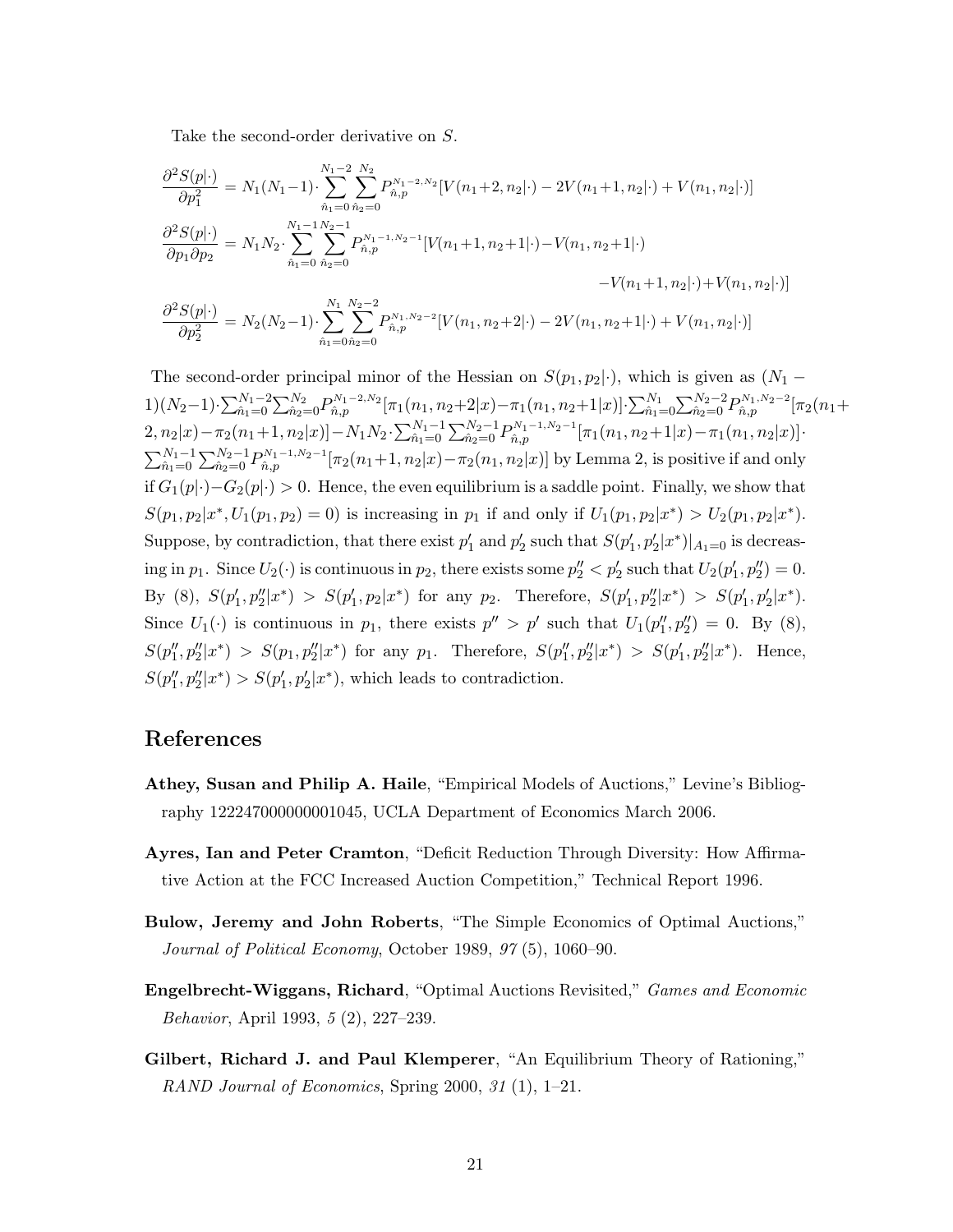Take the second-order derivative on $S$.

$$\frac{\partial^2 S(p|\cdot)}{\partial p_1^2} = N_1(N_1-1)\cdot \sum_{\hat{n}_1=0}^{N_1-2}\sum_{\hat{n}_2=0}^{N_2} P_{\hat{n},p}^{N_1-2,N_2}[V(n_1+2,n_2|\cdot) - 2V(n_1+1,n_2|\cdot) + V(n_1,n_2|\cdot)]$$

$$\frac{\partial^2 S(p|\cdot)}{\partial p_1 \partial p_2} = N_1 N_2\cdot \sum_{\hat{n}_1=0}^{N_1-1}\sum_{\hat{n}_2=0}^{N_2-1} P_{\hat{n},p}^{N_1-1,N_2-1}[V(n_1+1,n_2+1|\cdot) - V(n_1,n_2+1|\cdot) - V(n_1+1,n_2|\cdot) + V(n_1,n_2|\cdot)]$$

$$\frac{\partial^2 S(p|\cdot)}{\partial p_2^2} = N_2(N_2-1)\cdot \sum_{\hat{n}_1=0}^{N_1}\sum_{\hat{n}_2=0}^{N_2-2} P_{\hat{n},p}^{N_1,N_2-2}[V(n_1,n_2+2|\cdot) - 2V(n_1,n_2+1|\cdot) + V(n_1,n_2|\cdot)]$$

The second-order principal minor of the Hessian on $S(p_1,p_2|\cdot)$, which is given as $(N_1-1)(N_2-1)\cdot \sum_{\hat{n}_1=0}^{N_1-2}\sum_{\hat{n}_2=0}^{N_2} P_{\hat{n},p}^{N_1-2,N_2}[\pi_1(n_1,n_2+2|x) - \pi_1(n_1,n_2+1|x)]\cdot \sum_{\hat{n}_1=0}^{N_1}\sum_{\hat{n}_2=0}^{N_2-2} P_{\hat{n},p}^{N_1,N_2-2}[\pi_2(n_1+2,n_2|x) - \pi_2(n_1+1,n_2|x)] - N_1N_2\cdot \sum_{\hat{n}_1=0}^{N_1-1}\sum_{\hat{n}_2=0}^{N_2-1} P_{\hat{n},p}^{N_1-1,N_2-1}[\pi_1(n_1,n_2+1|x) - \pi_1(n_1,n_2|x)]\cdot \sum_{\hat{n}_1=0}^{N_1-1}\sum_{\hat{n}_2=0}^{N_2-1} P_{\hat{n},p}^{N_1-1,N_2-1}[\pi_2(n_1+1,n_2|x) - \pi_2(n_1,n_2|x)]$ by Lemma 2, is positive if and only if $G_1(p|\cdot) - G_2(p|\cdot) > 0$. Hence, the even equilibrium is a saddle point. Finally, we show that $S(p_1,p_2|x^*, U_1(p_1,p_2)=0)$ is increasing in $p_1$ if and only if $U_1(p_1,p_2|x^*) > U_2(p_1,p_2|x^*)$. Suppose, by contradiction, that there exist $p_1'$ and $p_2'$ such that $S(p_1',p_2'|x^*)|_{A_1=0}$ is decreasing in $p_1$. Since $U_2(\cdot)$ is continuous in $p_2$, there exists some $p_2'' < p_2'$ such that $U_2(p_1',p_2'') = 0$. By (8), $S(p_1',p_2''|x^*) > S(p_1',p_2|x^*)$ for any $p_2$. Therefore, $S(p_1',p_2''|x^*) > S(p_1',p_2'|x^*)$. Since $U_1(\cdot)$ is continuous in $p_1$, there exists $p'' > p'$ such that $U_1(p_1'',p_2'') = 0$. By (8), $S(p_1'',p_2''|x^*) > S(p_1,p_2''|x^*)$ for any $p_1$. Therefore, $S(p_1'',p_2''|x^*) > S(p_1',p_2''|x^*)$. Hence, $S(p_1'',p_2''|x^*) > S(p_1',p_2'|x^*)$, which leads to contradiction.

# References

**Athey, Susan and Philip A. Haile**, "Empirical Models of Auctions," Levine's Bibliography 122247000000001045, UCLA Department of Economics March 2006.

**Ayres, Ian and Peter Cramton**, "Deficit Reduction Through Diversity: How Affirmative Action at the FCC Increased Auction Competition," Technical Report 1996.

**Bulow, Jeremy and John Roberts**, "The Simple Economics of Optimal Auctions," *Journal of Political Economy*, October 1989, *97* (5), 1060–90.

**Engelbrecht-Wiggans, Richard**, "Optimal Auctions Revisited," *Games and Economic Behavior*, April 1993, *5* (2), 227–239.

**Gilbert, Richard J. and Paul Klemperer**, "An Equilibrium Theory of Rationing," *RAND Journal of Economics*, Spring 2000, *31* (1), 1–21.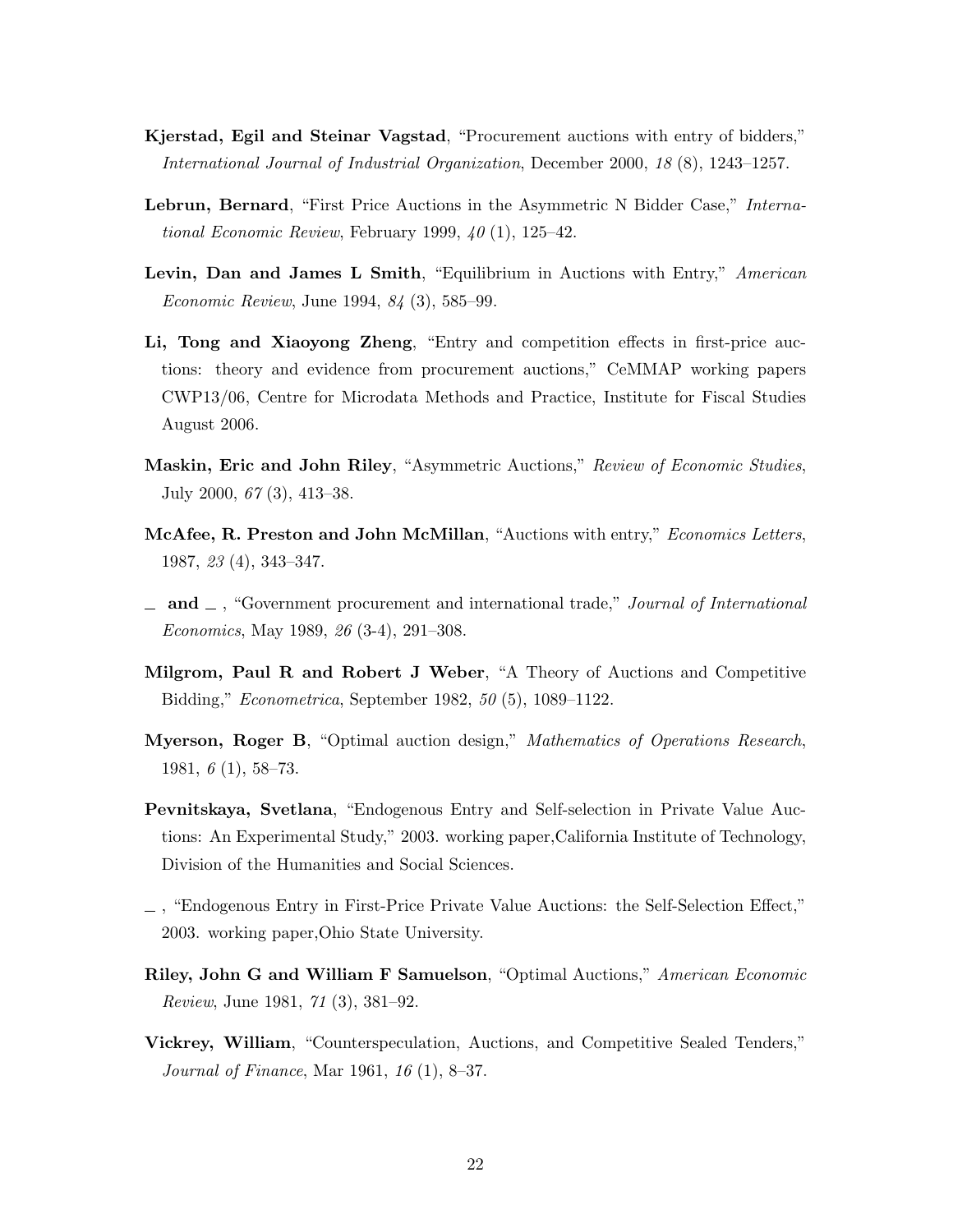**Kjerstad, Egil and Steinar Vagstad**, "Procurement auctions with entry of bidders," *International Journal of Industrial Organization*, December 2000, *18* (8), 1243–1257.

**Lebrun, Bernard**, "First Price Auctions in the Asymmetric N Bidder Case," *International Economic Review*, February 1999, *40* (1), 125–42.

**Levin, Dan and James L Smith**, "Equilibrium in Auctions with Entry," *American Economic Review*, June 1994, *84* (3), 585–99.

**Li, Tong and Xiaoyong Zheng**, "Entry and competition effects in first-price auctions: theory and evidence from procurement auctions," CeMMAP working papers CWP13/06, Centre for Microdata Methods and Practice, Institute for Fiscal Studies August 2006.

**Maskin, Eric and John Riley**, "Asymmetric Auctions," *Review of Economic Studies*, July 2000, *67* (3), 413–38.

**McAfee, R. Preston and John McMillan**, "Auctions with entry," *Economics Letters*, 1987, *23* (4), 343–347.

**_ and _** , "Government procurement and international trade," *Journal of International Economics*, May 1989, *26* (3-4), 291–308.

**Milgrom, Paul R and Robert J Weber**, "A Theory of Auctions and Competitive Bidding," *Econometrica*, September 1982, *50* (5), 1089–1122.

**Myerson, Roger B**, "Optimal auction design," *Mathematics of Operations Research*, 1981, *6* (1), 58–73.

**Pevnitskaya, Svetlana**, "Endogenous Entry and Self-selection in Private Value Auctions: An Experimental Study," 2003. working paper,California Institute of Technology, Division of the Humanities and Social Sciences.

_ , "Endogenous Entry in First-Price Private Value Auctions: the Self-Selection Effect," 2003. working paper,Ohio State University.

**Riley, John G and William F Samuelson**, "Optimal Auctions," *American Economic Review*, June 1981, *71* (3), 381–92.

**Vickrey, William**, "Counterspeculation, Auctions, and Competitive Sealed Tenders," *Journal of Finance*, Mar 1961, *16* (1), 8–37.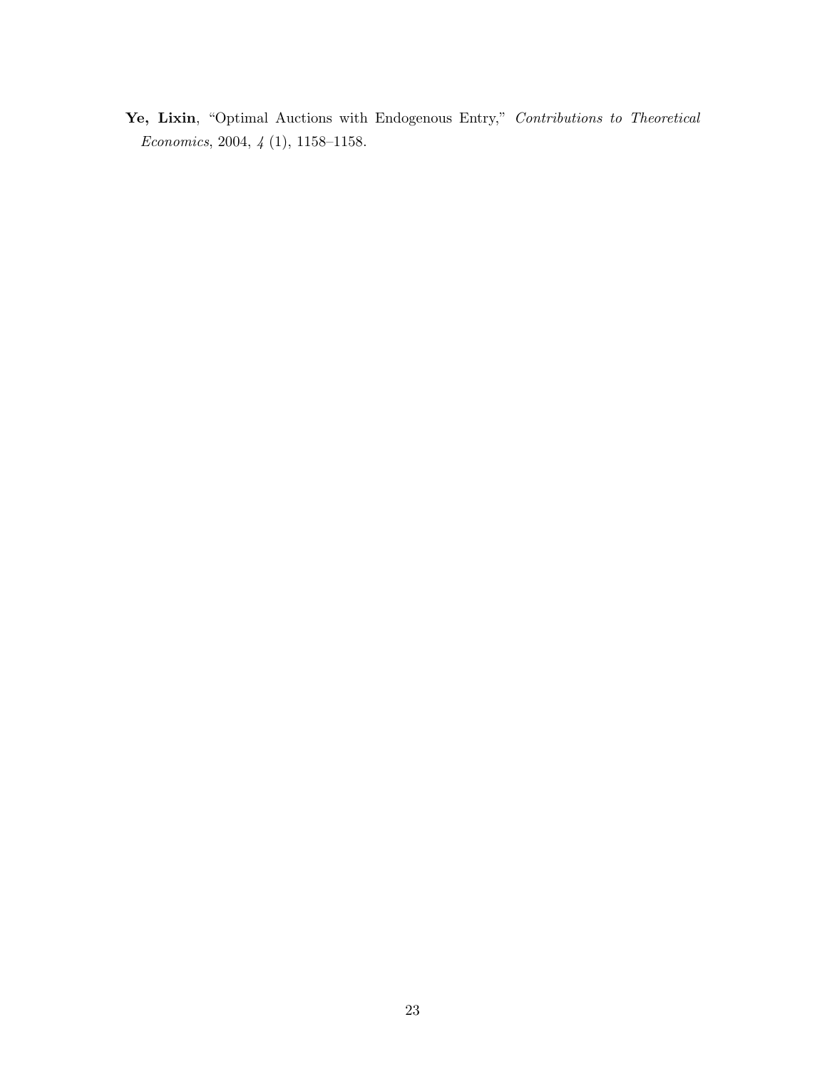**Ye, Lixin**, "Optimal Auctions with Endogenous Entry," *Contributions to Theoretical Economics*, 2004, *4* (1), 1158–1158.